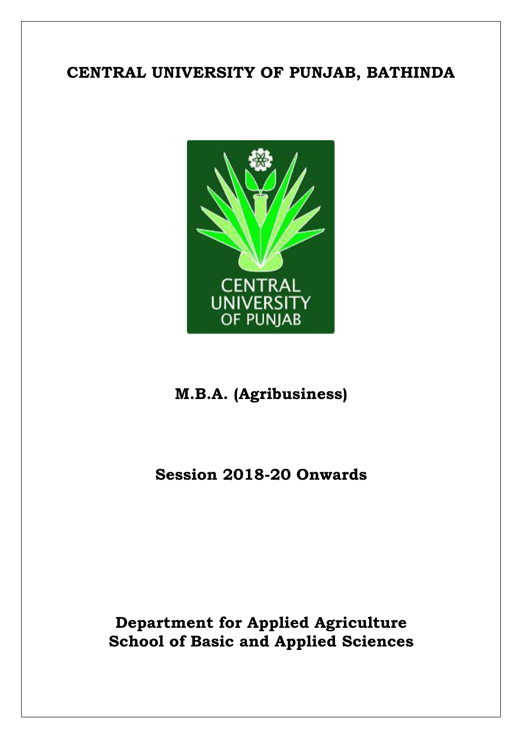# CENTRAL UNIVERSITY OF PUNJAB, BATHINDA

## M.B.A. (Agribusiness)

## Session 2018-20 Onwards

## Department for Applied Agriculture
## School of Basic and Applied Sciences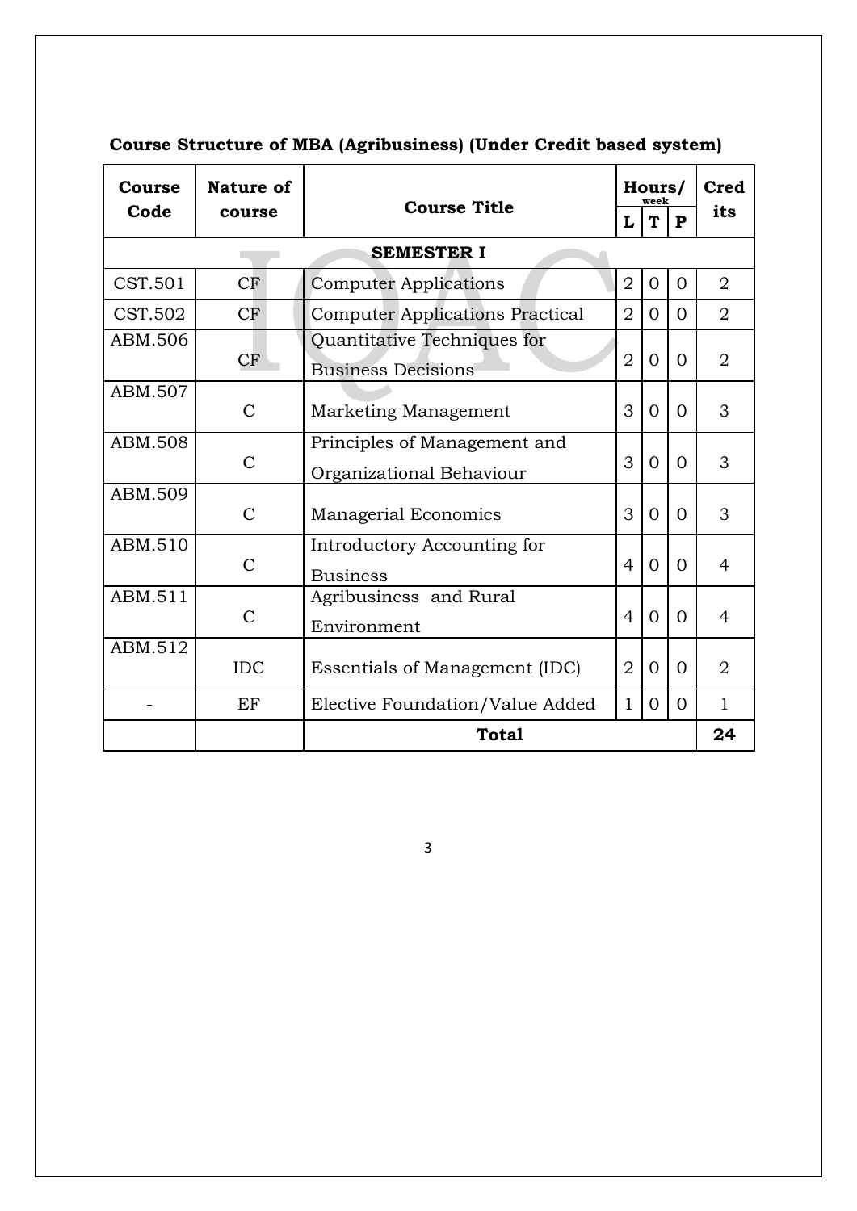**Course Structure of MBA (Agribusiness) (Under Credit based system)**

| Course Code | Nature of course | Course Title | Hours/week | | | Credits |
|---|---|---|---|---|---|---|
| | | | L | T | P | |
| **SEMESTER I** | | | | | | |
| CST.501 | CF | Computer Applications | 2 | 0 | 0 | 2 |
| CST.502 | CF | Computer Applications Practical | 2 | 0 | 0 | 2 |
| ABM.506 | CF | Quantitative Techniques for Business Decisions | 2 | 0 | 0 | 2 |
| ABM.507 | C | Marketing Management | 3 | 0 | 0 | 3 |
| ABM.508 | C | Principles of Management and Organizational Behaviour | 3 | 0 | 0 | 3 |
| ABM.509 | C | Managerial Economics | 3 | 0 | 0 | 3 |
| ABM.510 | C | Introductory Accounting for Business | 4 | 0 | 0 | 4 |
| ABM.511 | C | Agribusiness and Rural Environment | 4 | 0 | 0 | 4 |
| ABM.512 | IDC | Essentials of Management (IDC) | 2 | 0 | 0 | 2 |
| - | EF | Elective Foundation/Value Added | 1 | 0 | 0 | 1 |
| | | **Total** | | | | **24** |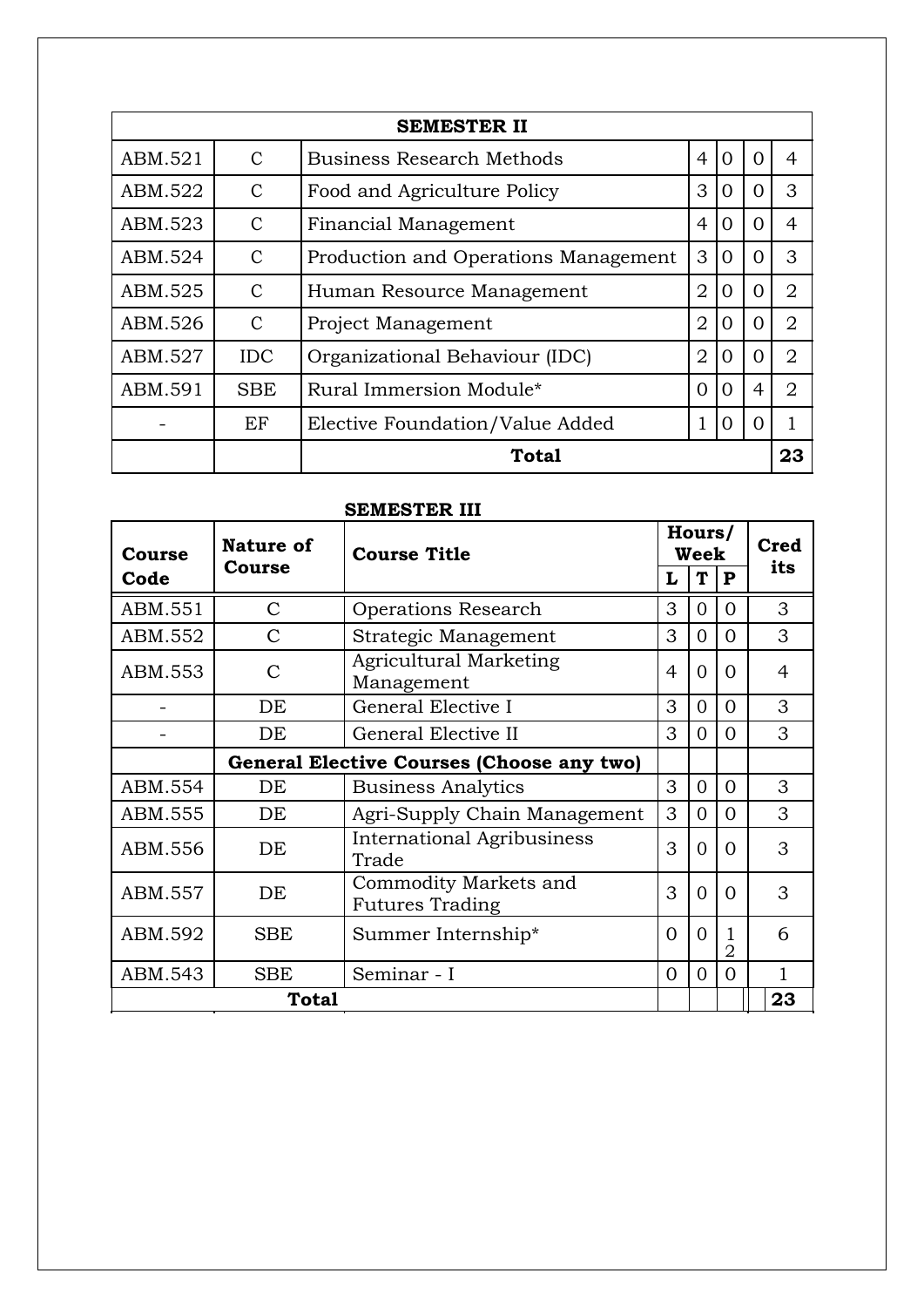| SEMESTER II | | | | | | |
|---|---|---|---|---|---|---|
| ABM.521 | C | Business Research Methods | 4 | 0 | 0 | 4 |
| ABM.522 | C | Food and Agriculture Policy | 3 | 0 | 0 | 3 |
| ABM.523 | C | Financial Management | 4 | 0 | 0 | 4 |
| ABM.524 | C | Production and Operations Management | 3 | 0 | 0 | 3 |
| ABM.525 | C | Human Resource Management | 2 | 0 | 0 | 2 |
| ABM.526 | C | Project Management | 2 | 0 | 0 | 2 |
| ABM.527 | IDC | Organizational Behaviour (IDC) | 2 | 0 | 0 | 2 |
| ABM.591 | SBE | Rural Immersion Module* | 0 | 0 | 4 | 2 |
| - | EF | Elective Foundation/Value Added | 1 | 0 | 0 | 1 |
| | | **Total** | | | | **23** |

**SEMESTER III**

| Course Code | Nature of Course | Course Title | Hours/ Week | | | Credits |
|---|---|---|---|---|---|---|
| | | | L | T | P | |
| ABM.551 | C | Operations Research | 3 | 0 | 0 | 3 |
| ABM.552 | C | Strategic Management | 3 | 0 | 0 | 3 |
| ABM.553 | C | Agricultural Marketing Management | 4 | 0 | 0 | 4 |
| - | DE | General Elective I | 3 | 0 | 0 | 3 |
| - | DE | General Elective II | 3 | 0 | 0 | 3 |
| | **General Elective Courses (Choose any two)** | | | | | |
| ABM.554 | DE | Business Analytics | 3 | 0 | 0 | 3 |
| ABM.555 | DE | Agri-Supply Chain Management | 3 | 0 | 0 | 3 |
| ABM.556 | DE | International Agribusiness Trade | 3 | 0 | 0 | 3 |
| ABM.557 | DE | Commodity Markets and Futures Trading | 3 | 0 | 0 | 3 |
| ABM.592 | SBE | Summer Internship* | 0 | 0 | 12 | 6 |
| ABM.543 | SBE | Seminar - I | 0 | 0 | 0 | 1 |
| **Total** | | | | | | **23** |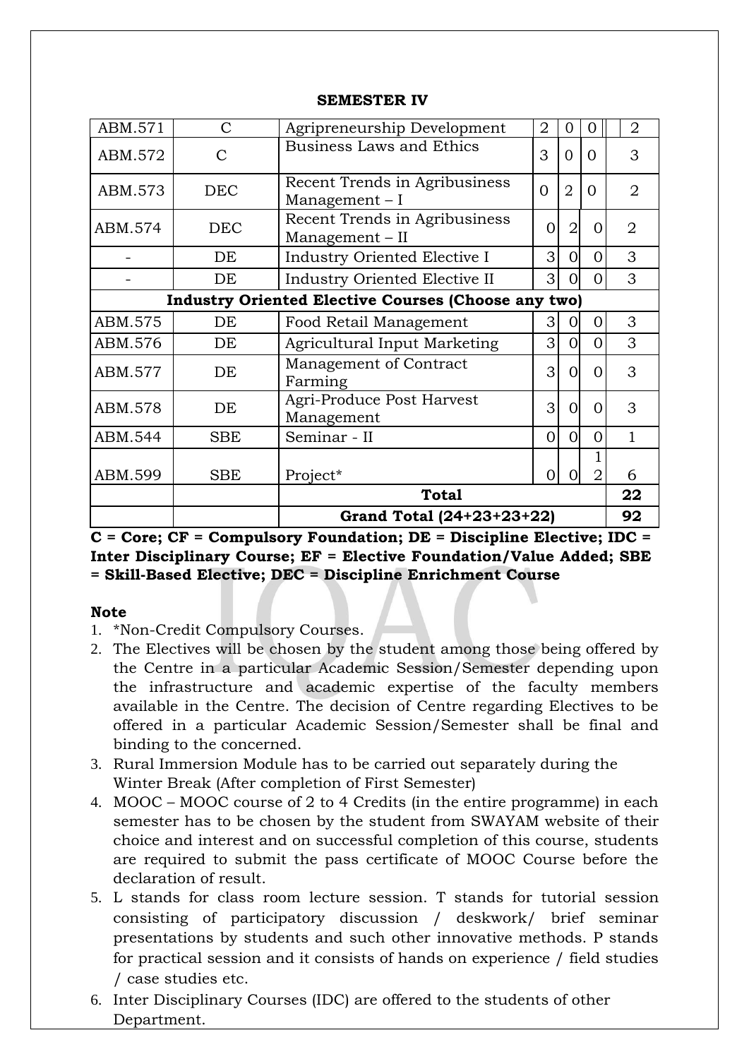**SEMESTER IV**

| | | | | | | |
|---|---|---|---|---|---|---|
| ABM.571 | C | Agripreneurship Development | 2 | 0 | 0 | 2 |
| ABM.572 | C | Business Laws and Ethics | 3 | 0 | 0 | 3 |
| ABM.573 | DEC | Recent Trends in Agribusiness Management – I | 0 | 2 | 0 | 2 |
| ABM.574 | DEC | Recent Trends in Agribusiness Management – II | 0 | 2 | 0 | 2 |
| - | DE | Industry Oriented Elective I | 3 | 0 | 0 | 3 |
| - | DE | Industry Oriented Elective II | 3 | 0 | 0 | 3 |
| **Industry Oriented Elective Courses (Choose any two)** | | | | | | |
| ABM.575 | DE | Food Retail Management | 3 | 0 | 0 | 3 |
| ABM.576 | DE | Agricultural Input Marketing | 3 | 0 | 0 | 3 |
| ABM.577 | DE | Management of Contract Farming | 3 | 0 | 0 | 3 |
| ABM.578 | DE | Agri-Produce Post Harvest Management | 3 | 0 | 0 | 3 |
| ABM.544 | SBE | Seminar - II | 0 | 0 | 0 | 1 |
| ABM.599 | SBE | Project* | 0 | 0 | 12 | 6 |
| | | **Total** | | | | **22** |
| | | **Grand Total (24+23+23+22)** | | | | **92** |

**C = Core; CF = Compulsory Foundation; DE = Discipline Elective; IDC = Inter Disciplinary Course; EF = Elective Foundation/Value Added; SBE = Skill-Based Elective; DEC = Discipline Enrichment Course**

**Note**

1. *Non-Credit Compulsory Courses.
2. The Electives will be chosen by the student among those being offered by the Centre in a particular Academic Session/Semester depending upon the infrastructure and academic expertise of the faculty members available in the Centre. The decision of Centre regarding Electives to be offered in a particular Academic Session/Semester shall be final and binding to the concerned.
3. Rural Immersion Module has to be carried out separately during the Winter Break (After completion of First Semester)
4. MOOC – MOOC course of 2 to 4 Credits (in the entire programme) in each semester has to be chosen by the student from SWAYAM website of their choice and interest and on successful completion of this course, students are required to submit the pass certificate of MOOC Course before the declaration of result.
5. L stands for class room lecture session. T stands for tutorial session consisting of participatory discussion / deskwork/ brief seminar presentations by students and such other innovative methods. P stands for practical session and it consists of hands on experience / field studies / case studies etc.
6. Inter Disciplinary Courses (IDC) are offered to the students of other Department.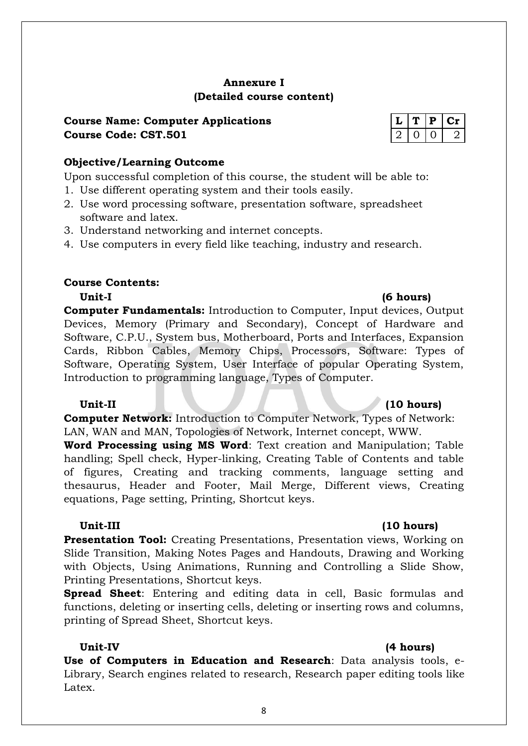## Annexure I
## (Detailed course content)

**Course Name: Computer Applications**
**Course Code: CST.501**

| L | T | P | Cr |
|---|---|---|---|
| 2 | 0 | 0 | 2 |

**Objective/Learning Outcome**

Upon successful completion of this course, the student will be able to:

1. Use different operating system and their tools easily.
2. Use word processing software, presentation software, spreadsheet software and latex.
3. Understand networking and internet concepts.
4. Use computers in every field like teaching, industry and research.

**Course Contents:**

**Unit-I (6 hours)**

**Computer Fundamentals:** Introduction to Computer, Input devices, Output Devices, Memory (Primary and Secondary), Concept of Hardware and Software, C.P.U., System bus, Motherboard, Ports and Interfaces, Expansion Cards, Ribbon Cables, Memory Chips, Processors, Software: Types of Software, Operating System, User Interface of popular Operating System, Introduction to programming language, Types of Computer.

**Unit-II (10 hours)**

**Computer Network:** Introduction to Computer Network, Types of Network: LAN, WAN and MAN, Topologies of Network, Internet concept, WWW.

**Word Processing using MS Word**: Text creation and Manipulation; Table handling; Spell check, Hyper-linking, Creating Table of Contents and table of figures, Creating and tracking comments, language setting and thesaurus, Header and Footer, Mail Merge, Different views, Creating equations, Page setting, Printing, Shortcut keys.

**Unit-III (10 hours)**

**Presentation Tool:** Creating Presentations, Presentation views, Working on Slide Transition, Making Notes Pages and Handouts, Drawing and Working with Objects, Using Animations, Running and Controlling a Slide Show, Printing Presentations, Shortcut keys.

**Spread Sheet**: Entering and editing data in cell, Basic formulas and functions, deleting or inserting cells, deleting or inserting rows and columns, printing of Spread Sheet, Shortcut keys.

**Unit-IV (4 hours)**

**Use of Computers in Education and Research**: Data analysis tools, e-Library, Search engines related to research, Research paper editing tools like Latex.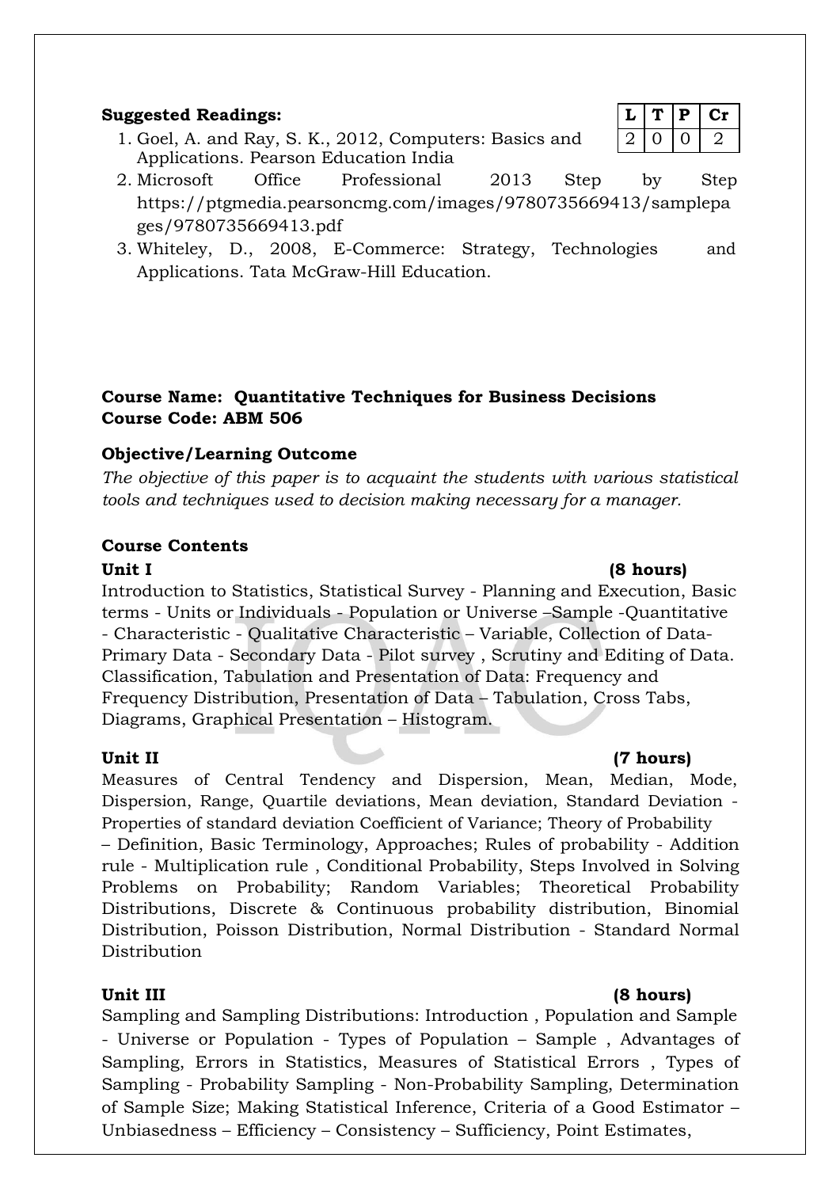**Suggested Readings:**

| L | T | P | Cr |
|---|---|---|---|
| 2 | 0 | 0 | 2 |

1. Goel, A. and Ray, S. K., 2012, Computers: Basics and Applications. Pearson Education India
2. Microsoft Office Professional 2013 Step by Step https://ptgmedia.pearsoncmg.com/images/9780735669413/samplepages/9780735669413.pdf
3. Whiteley, D., 2008, E-Commerce: Strategy, Technologies and Applications. Tata McGraw-Hill Education.

**Course Name: Quantitative Techniques for Business Decisions**
**Course Code: ABM 506**

**Objective/Learning Outcome**

*The objective of this paper is to acquaint the students with various statistical tools and techniques used to decision making necessary for a manager.*

**Course Contents**

**Unit I (8 hours)**

Introduction to Statistics, Statistical Survey - Planning and Execution, Basic terms - Units or Individuals - Population or Universe –Sample -Quantitative - Characteristic - Qualitative Characteristic – Variable, Collection of Data-Primary Data - Secondary Data - Pilot survey , Scrutiny and Editing of Data. Classification, Tabulation and Presentation of Data: Frequency and Frequency Distribution, Presentation of Data – Tabulation, Cross Tabs, Diagrams, Graphical Presentation – Histogram.

**Unit II (7 hours)**

Measures of Central Tendency and Dispersion, Mean, Median, Mode, Dispersion, Range, Quartile deviations, Mean deviation, Standard Deviation - Properties of standard deviation Coefficient of Variance; Theory of Probability – Definition, Basic Terminology, Approaches; Rules of probability - Addition rule - Multiplication rule , Conditional Probability, Steps Involved in Solving Problems on Probability; Random Variables; Theoretical Probability Distributions, Discrete & Continuous probability distribution, Binomial Distribution, Poisson Distribution, Normal Distribution - Standard Normal Distribution

**Unit III (8 hours)**

Sampling and Sampling Distributions: Introduction , Population and Sample - Universe or Population - Types of Population – Sample , Advantages of Sampling, Errors in Statistics, Measures of Statistical Errors , Types of Sampling - Probability Sampling - Non-Probability Sampling, Determination of Sample Size; Making Statistical Inference, Criteria of a Good Estimator – Unbiasedness – Efficiency – Consistency – Sufficiency, Point Estimates,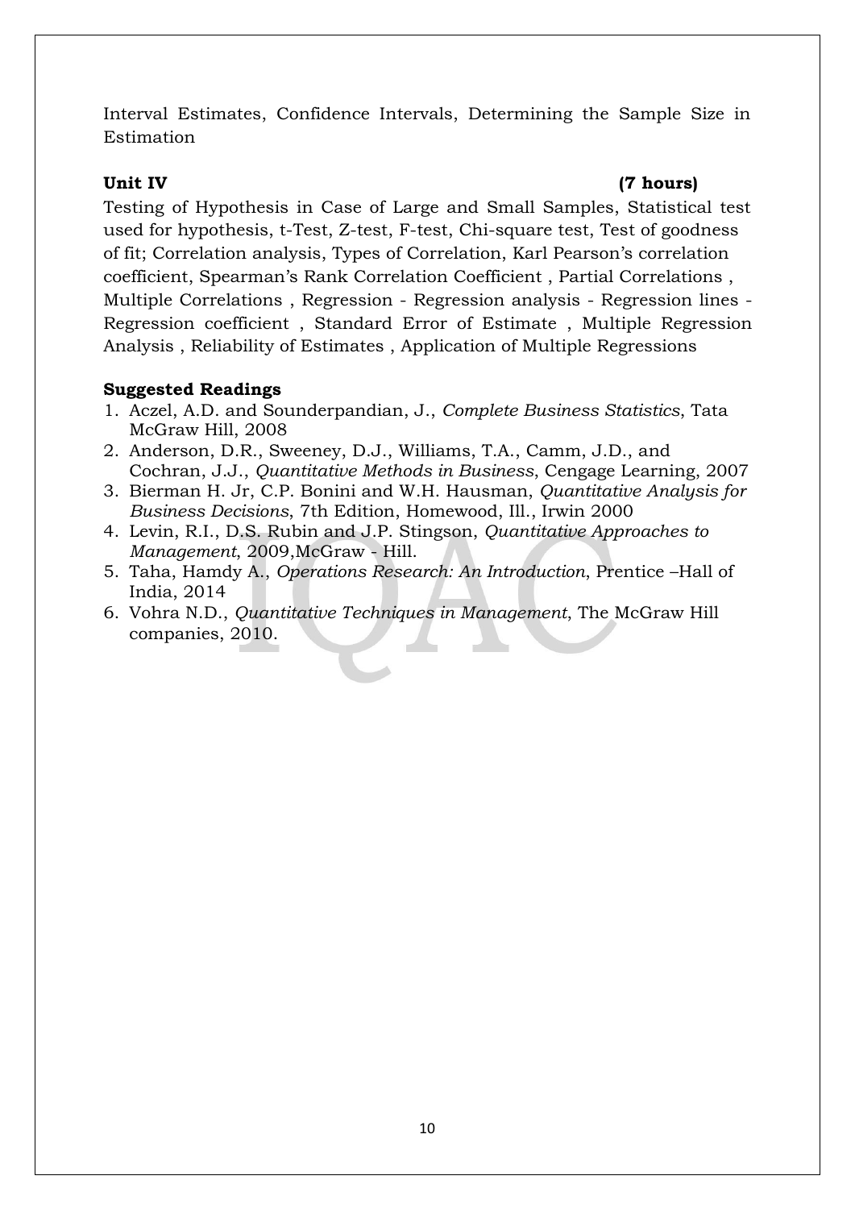Interval Estimates, Confidence Intervals, Determining the Sample Size in Estimation

**Unit IV (7 hours)**

Testing of Hypothesis in Case of Large and Small Samples, Statistical test used for hypothesis, t-Test, Z-test, F-test, Chi-square test, Test of goodness of fit; Correlation analysis, Types of Correlation, Karl Pearson's correlation coefficient, Spearman's Rank Correlation Coefficient , Partial Correlations , Multiple Correlations , Regression - Regression analysis - Regression lines - Regression coefficient , Standard Error of Estimate , Multiple Regression Analysis , Reliability of Estimates , Application of Multiple Regressions

**Suggested Readings**

1. Aczel, A.D. and Sounderpandian, J., *Complete Business Statistics*, Tata McGraw Hill, 2008
2. Anderson, D.R., Sweeney, D.J., Williams, T.A., Camm, J.D., and Cochran, J.J., *Quantitative Methods in Business*, Cengage Learning, 2007
3. Bierman H. Jr, C.P. Bonini and W.H. Hausman, *Quantitative Analysis for Business Decisions*, 7th Edition, Homewood, Ill., Irwin 2000
4. Levin, R.I., D.S. Rubin and J.P. Stingson, *Quantitative Approaches to Management*, 2009,McGraw - Hill.
5. Taha, Hamdy A., *Operations Research: An Introduction*, Prentice –Hall of India, 2014
6. Vohra N.D., *Quantitative Techniques in Management*, The McGraw Hill companies, 2010.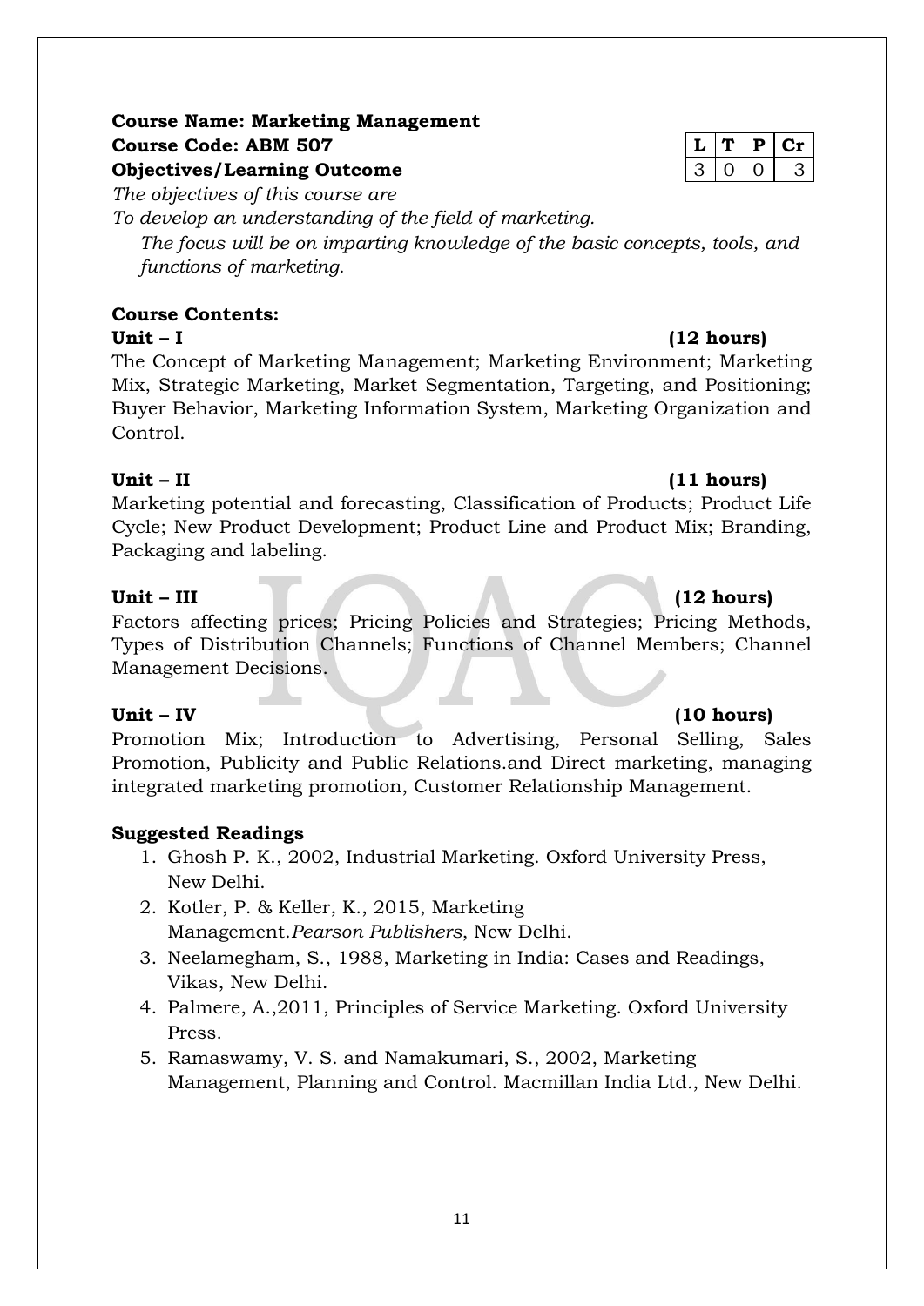**Course Name: Marketing Management**
**Course Code: ABM 507**
**Objectives/Learning Outcome**

| L | T | P | Cr |
|---|---|---|---|
| 3 | 0 | 0 | 3 |

*The objectives of this course are*
*To develop an understanding of the field of marketing.*
*The focus will be on imparting knowledge of the basic concepts, tools, and functions of marketing.*

**Course Contents:**

**Unit – I (12 hours)**

The Concept of Marketing Management; Marketing Environment; Marketing Mix, Strategic Marketing, Market Segmentation, Targeting, and Positioning; Buyer Behavior, Marketing Information System, Marketing Organization and Control.

**Unit – II (11 hours)**

Marketing potential and forecasting, Classification of Products; Product Life Cycle; New Product Development; Product Line and Product Mix; Branding, Packaging and labeling.

**Unit – III (12 hours)**

Factors affecting prices; Pricing Policies and Strategies; Pricing Methods, Types of Distribution Channels; Functions of Channel Members; Channel Management Decisions.

**Unit – IV (10 hours)**

Promotion Mix; Introduction to Advertising, Personal Selling, Sales Promotion, Publicity and Public Relations.and Direct marketing, managing integrated marketing promotion, Customer Relationship Management.

**Suggested Readings**

1. Ghosh P. K., 2002, Industrial Marketing. Oxford University Press, New Delhi.
2. Kotler, P. & Keller, K., 2015, Marketing Management.*Pearson Publishers*, New Delhi.
3. Neelamegham, S., 1988, Marketing in India: Cases and Readings, Vikas, New Delhi.
4. Palmere, A.,2011, Principles of Service Marketing. Oxford University Press.
5. Ramaswamy, V. S. and Namakumari, S., 2002, Marketing Management, Planning and Control. Macmillan India Ltd., New Delhi.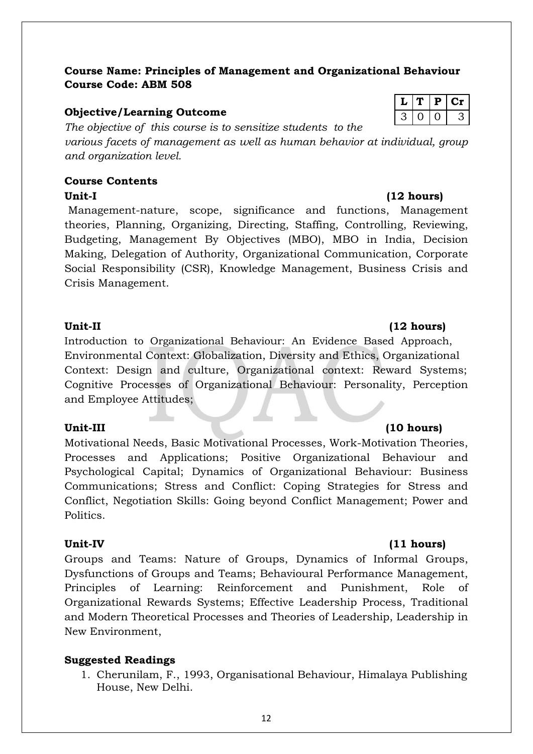**Course Name: Principles of Management and Organizational Behaviour**
**Course Code: ABM 508**

| L | T | P | Cr |
|---|---|---|---|
| 3 | 0 | 0 | 3 |

**Objective/Learning Outcome**

*The objective of this course is to sensitize students to the various facets of management as well as human behavior at individual, group and organization level.*

**Course Contents**

**Unit-I (12 hours)**

Management-nature, scope, significance and functions, Management theories, Planning, Organizing, Directing, Staffing, Controlling, Reviewing, Budgeting, Management By Objectives (MBO), MBO in India, Decision Making, Delegation of Authority, Organizational Communication, Corporate Social Responsibility (CSR), Knowledge Management, Business Crisis and Crisis Management.

**Unit-II (12 hours)**

Introduction to Organizational Behaviour: An Evidence Based Approach, Environmental Context: Globalization, Diversity and Ethics, Organizational Context: Design and culture, Organizational context: Reward Systems; Cognitive Processes of Organizational Behaviour: Personality, Perception and Employee Attitudes;

**Unit-III (10 hours)**

Motivational Needs, Basic Motivational Processes, Work-Motivation Theories, Processes and Applications; Positive Organizational Behaviour and Psychological Capital; Dynamics of Organizational Behaviour: Business Communications; Stress and Conflict: Coping Strategies for Stress and Conflict, Negotiation Skills: Going beyond Conflict Management; Power and Politics.

**Unit-IV (11 hours)**

Groups and Teams: Nature of Groups, Dynamics of Informal Groups, Dysfunctions of Groups and Teams; Behavioural Performance Management, Principles of Learning: Reinforcement and Punishment, Role of Organizational Rewards Systems; Effective Leadership Process, Traditional and Modern Theoretical Processes and Theories of Leadership, Leadership in New Environment,

**Suggested Readings**

1. Cherunilam, F., 1993, Organisational Behaviour, Himalaya Publishing House, New Delhi.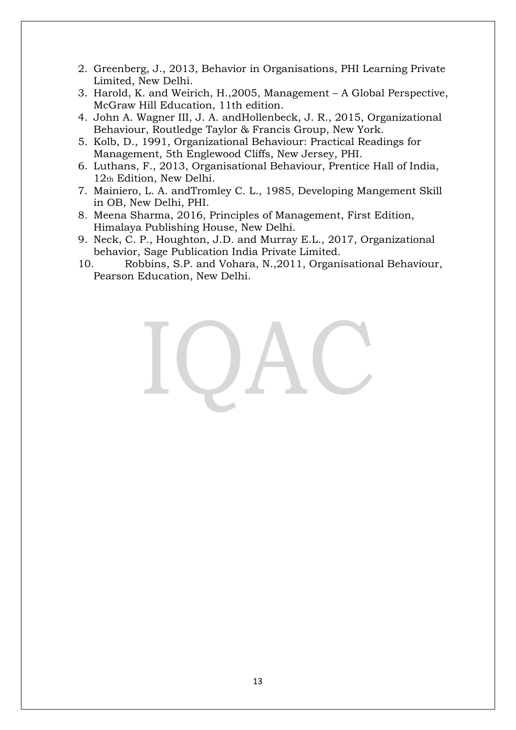2. Greenberg, J., 2013, Behavior in Organisations, PHI Learning Private Limited, New Delhi.
3. Harold, K. and Weirich, H.,2005, Management – A Global Perspective, McGraw Hill Education, 11th edition.
4. John A. Wagner III, J. A. andHollenbeck, J. R., 2015, Organizational Behaviour, Routledge Taylor & Francis Group, New York.
5. Kolb, D., 1991, Organizational Behaviour: Practical Readings for Management, 5th Englewood Cliffs, New Jersey, PHI.
6. Luthans, F., 2013, Organisational Behaviour, Prentice Hall of India, 12th Edition, New Delhi.
7. Mainiero, L. A. andTromley C. L., 1985, Developing Mangement Skill in OB, New Delhi, PHI.
8. Meena Sharma, 2016, Principles of Management, First Edition, Himalaya Publishing House, New Delhi.
9. Neck, C. P., Houghton, J.D. and Murray E.L., 2017, Organizational behavior, Sage Publication India Private Limited.
10. Robbins, S.P. and Vohara, N.,2011, Organisational Behaviour, Pearson Education, New Delhi.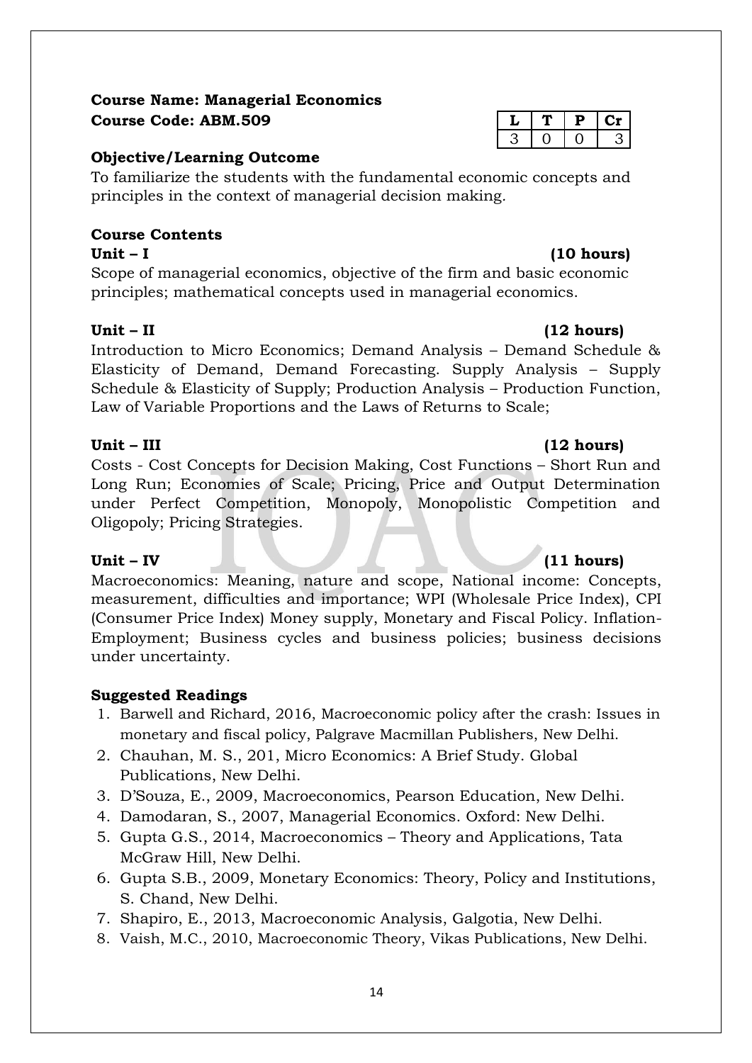**Course Name: Managerial Economics**
**Course Code: ABM.509**

| L | T | P | Cr |
|---|---|---|---|
| 3 | 0 | 0 | 3 |

**Objective/Learning Outcome**

To familiarize the students with the fundamental economic concepts and principles in the context of managerial decision making.

**Course Contents**

**Unit – I** **(10 hours)**

Scope of managerial economics, objective of the firm and basic economic principles; mathematical concepts used in managerial economics.

**Unit – II** **(12 hours)**

Introduction to Micro Economics; Demand Analysis – Demand Schedule & Elasticity of Demand, Demand Forecasting. Supply Analysis – Supply Schedule & Elasticity of Supply; Production Analysis – Production Function, Law of Variable Proportions and the Laws of Returns to Scale;

**Unit – III** **(12 hours)**

Costs - Cost Concepts for Decision Making, Cost Functions – Short Run and Long Run; Economies of Scale; Pricing, Price and Output Determination under Perfect Competition, Monopoly, Monopolistic Competition and Oligopoly; Pricing Strategies.

**Unit – IV** **(11 hours)**

Macroeconomics: Meaning, nature and scope, National income: Concepts, measurement, difficulties and importance; WPI (Wholesale Price Index), CPI (Consumer Price Index) Money supply, Monetary and Fiscal Policy. Inflation-Employment; Business cycles and business policies; business decisions under uncertainty.

**Suggested Readings**

1. Barwell and Richard, 2016, Macroeconomic policy after the crash: Issues in monetary and fiscal policy, Palgrave Macmillan Publishers, New Delhi.
2. Chauhan, M. S., 201, Micro Economics: A Brief Study. Global Publications, New Delhi.
3. D'Souza, E., 2009, Macroeconomics, Pearson Education, New Delhi.
4. Damodaran, S., 2007, Managerial Economics. Oxford: New Delhi.
5. Gupta G.S., 2014, Macroeconomics – Theory and Applications, Tata McGraw Hill, New Delhi.
6. Gupta S.B., 2009, Monetary Economics: Theory, Policy and Institutions, S. Chand, New Delhi.
7. Shapiro, E., 2013, Macroeconomic Analysis, Galgotia, New Delhi.
8. Vaish, M.C., 2010, Macroeconomic Theory, Vikas Publications, New Delhi.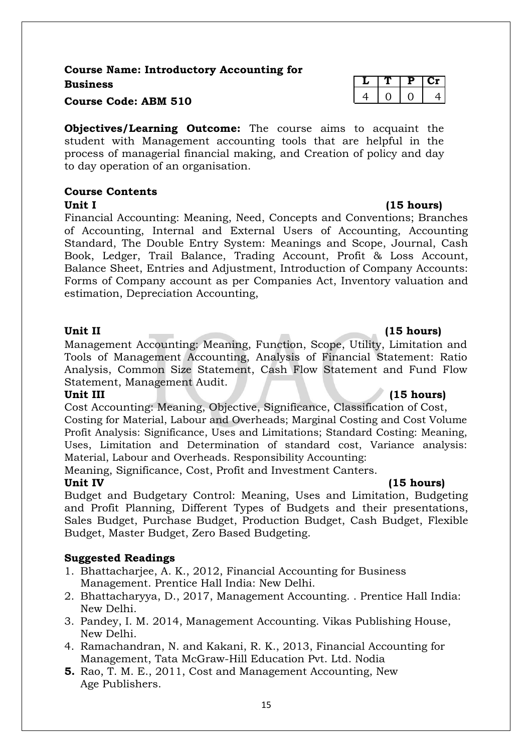**Course Name: Introductory Accounting for Business**

**Course Code: ABM 510**

| L | T | P | Cr |
|---|---|---|---|
| 4 | 0 | 0 | 4 |

**Objectives/Learning Outcome:** The course aims to acquaint the student with Management accounting tools that are helpful in the process of managerial financial making, and Creation of policy and day to day operation of an organisation.

**Course Contents**

**Unit I** **(15 hours)**

Financial Accounting: Meaning, Need, Concepts and Conventions; Branches of Accounting, Internal and External Users of Accounting, Accounting Standard, The Double Entry System: Meanings and Scope, Journal, Cash Book, Ledger, Trail Balance, Trading Account, Profit & Loss Account, Balance Sheet, Entries and Adjustment, Introduction of Company Accounts: Forms of Company account as per Companies Act, Inventory valuation and estimation, Depreciation Accounting,

**Unit II** **(15 hours)**

Management Accounting: Meaning, Function, Scope, Utility, Limitation and Tools of Management Accounting, Analysis of Financial Statement: Ratio Analysis, Common Size Statement, Cash Flow Statement and Fund Flow Statement, Management Audit.

**Unit III** **(15 hours)**

Cost Accounting: Meaning, Objective, Significance, Classification of Cost, Costing for Material, Labour and Overheads; Marginal Costing and Cost Volume Profit Analysis: Significance, Uses and Limitations; Standard Costing: Meaning, Uses, Limitation and Determination of standard cost, Variance analysis: Material, Labour and Overheads. Responsibility Accounting:
Meaning, Significance, Cost, Profit and Investment Canters.

**Unit IV** **(15 hours)**

Budget and Budgetary Control: Meaning, Uses and Limitation, Budgeting and Profit Planning, Different Types of Budgets and their presentations, Sales Budget, Purchase Budget, Production Budget, Cash Budget, Flexible Budget, Master Budget, Zero Based Budgeting.

**Suggested Readings**

1. Bhattacharjee, A. K., 2012, Financial Accounting for Business Management. Prentice Hall India: New Delhi.
2. Bhattacharyya, D., 2017, Management Accounting. . Prentice Hall India: New Delhi.
3. Pandey, I. M. 2014, Management Accounting. Vikas Publishing House, New Delhi.
4. Ramachandran, N. and Kakani, R. K., 2013, Financial Accounting for Management, Tata McGraw-Hill Education Pvt. Ltd. Nodia
5. Rao, T. M. E., 2011, Cost and Management Accounting, New Age Publishers.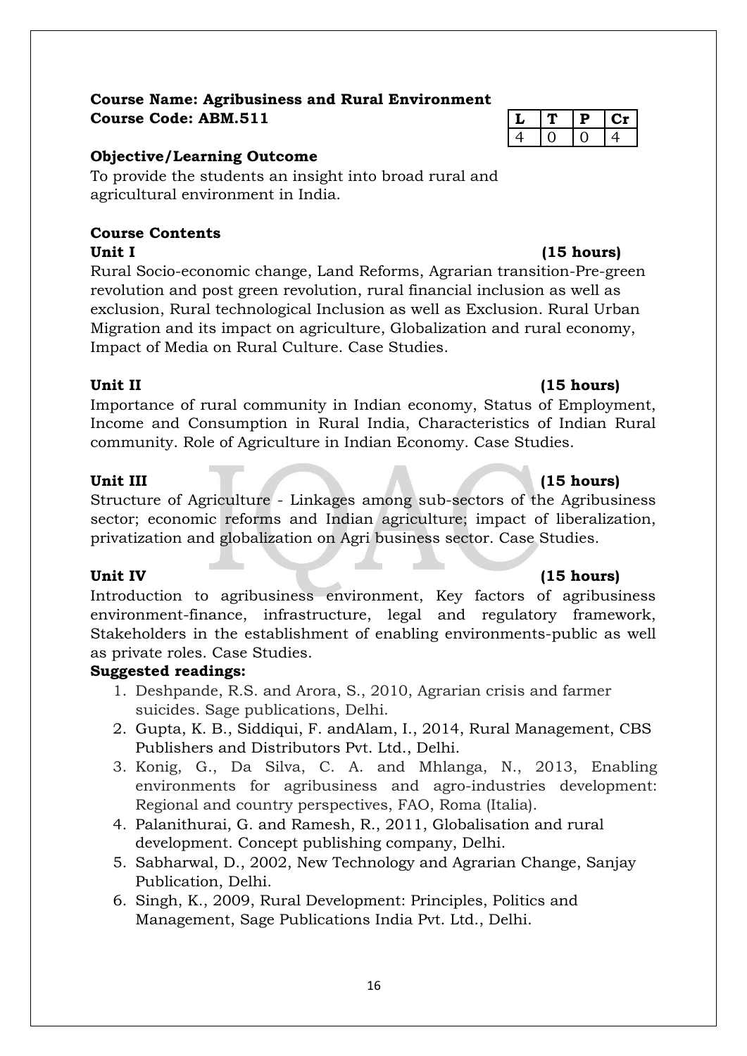**Course Name: Agribusiness and Rural Environment**
**Course Code: ABM.511**

| L | T | P | Cr |
|---|---|---|---|
| 4 | 0 | 0 | 4 |

**Objective/Learning Outcome**

To provide the students an insight into broad rural and agricultural environment in India.

**Course Contents**

**Unit I (15 hours)**

Rural Socio-economic change, Land Reforms, Agrarian transition-Pre-green revolution and post green revolution, rural financial inclusion as well as exclusion, Rural technological Inclusion as well as Exclusion. Rural Urban Migration and its impact on agriculture, Globalization and rural economy, Impact of Media on Rural Culture. Case Studies.

**Unit II (15 hours)**

Importance of rural community in Indian economy, Status of Employment, Income and Consumption in Rural India, Characteristics of Indian Rural community. Role of Agriculture in Indian Economy. Case Studies.

**Unit III (15 hours)**

Structure of Agriculture - Linkages among sub-sectors of the Agribusiness sector; economic reforms and Indian agriculture; impact of liberalization, privatization and globalization on Agri business sector. Case Studies.

**Unit IV (15 hours)**

Introduction to agribusiness environment, Key factors of agribusiness environment-finance, infrastructure, legal and regulatory framework, Stakeholders in the establishment of enabling environments-public as well as private roles. Case Studies.

**Suggested readings:**

1. Deshpande, R.S. and Arora, S., 2010, Agrarian crisis and farmer suicides. Sage publications, Delhi.
2. Gupta, K. B., Siddiqui, F. andAlam, I., 2014, Rural Management, CBS Publishers and Distributors Pvt. Ltd., Delhi.
3. Konig, G., Da Silva, C. A. and Mhlanga, N., 2013, Enabling environments for agribusiness and agro-industries development: Regional and country perspectives, FAO, Roma (Italia).
4. Palanithurai, G. and Ramesh, R., 2011, Globalisation and rural development. Concept publishing company, Delhi.
5. Sabharwal, D., 2002, New Technology and Agrarian Change, Sanjay Publication, Delhi.
6. Singh, K., 2009, Rural Development: Principles, Politics and Management, Sage Publications India Pvt. Ltd., Delhi.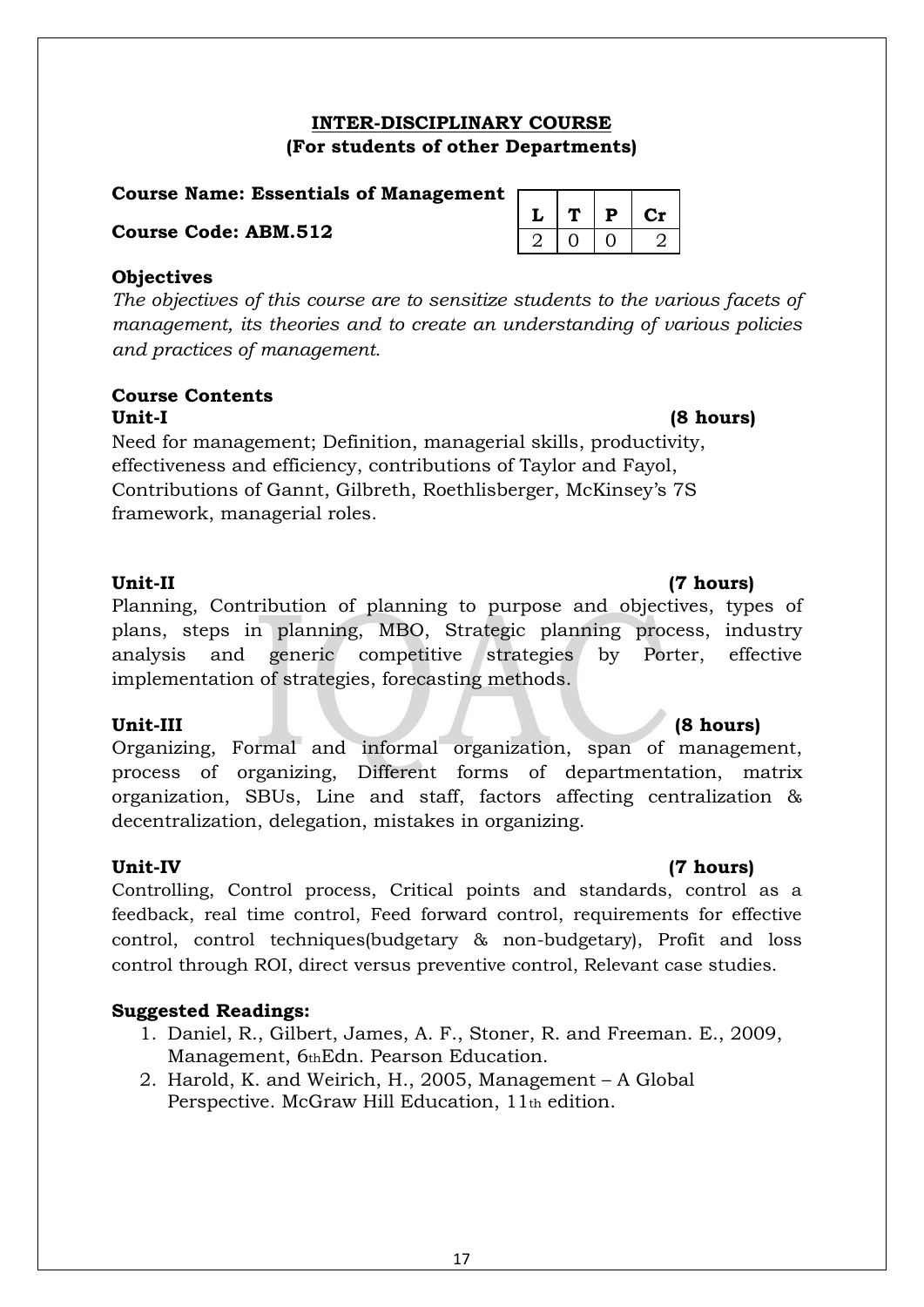## INTER-DISCIPLINARY COURSE
### (For students of other Departments)

**Course Name: Essentials of Management**

**Course Code: ABM.512**

| L | T | P | Cr |
|---|---|---|---|
| 2 | 0 | 0 | 2 |

**Objectives**

*The objectives of this course are to sensitize students to the various facets of management, its theories and to create an understanding of various policies and practices of management.*

**Course Contents**

**Unit-I (8 hours)**

Need for management; Definition, managerial skills, productivity, effectiveness and efficiency, contributions of Taylor and Fayol, Contributions of Gannt, Gilbreth, Roethlisberger, McKinsey's 7S framework, managerial roles.

**Unit-II (7 hours)**

Planning, Contribution of planning to purpose and objectives, types of plans, steps in planning, MBO, Strategic planning process, industry analysis and generic competitive strategies by Porter, effective implementation of strategies, forecasting methods.

**Unit-III (8 hours)**

Organizing, Formal and informal organization, span of management, process of organizing, Different forms of departmentation, matrix organization, SBUs, Line and staff, factors affecting centralization & decentralization, delegation, mistakes in organizing.

**Unit-IV (7 hours)**

Controlling, Control process, Critical points and standards, control as a feedback, real time control, Feed forward control, requirements for effective control, control techniques(budgetary & non-budgetary), Profit and loss control through ROI, direct versus preventive control, Relevant case studies.

**Suggested Readings:**

1. Daniel, R., Gilbert, James, A. F., Stoner, R. and Freeman. E., 2009, Management, 6th Edn. Pearson Education.
2. Harold, K. and Weirich, H., 2005, Management – A Global Perspective. McGraw Hill Education, 11th edition.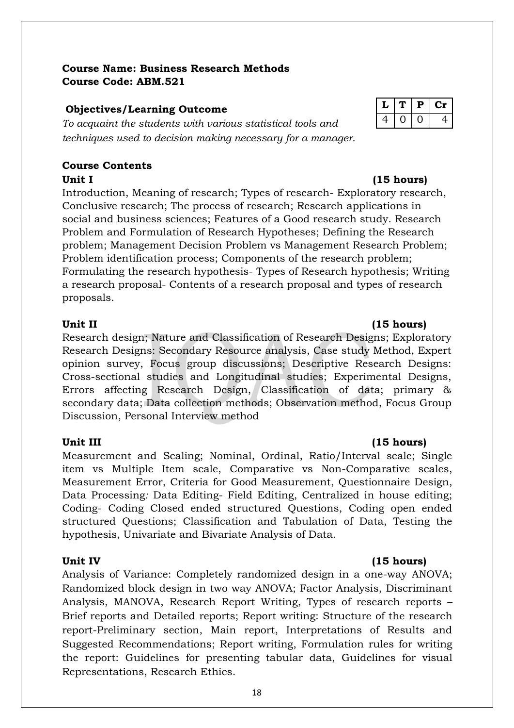**Course Name: Business Research Methods**
**Course Code: ABM.521**

**Objectives/Learning Outcome**

| L | T | P | Cr |
|---|---|---|---|
| 4 | 0 | 0 | 4 |

*To acquaint the students with various statistical tools and techniques used to decision making necessary for a manager.*

**Course Contents**

**Unit I (15 hours)**

Introduction, Meaning of research; Types of research- Exploratory research, Conclusive research; The process of research; Research applications in social and business sciences; Features of a Good research study. Research Problem and Formulation of Research Hypotheses; Defining the Research problem; Management Decision Problem vs Management Research Problem; Problem identification process; Components of the research problem; Formulating the research hypothesis- Types of Research hypothesis; Writing a research proposal- Contents of a research proposal and types of research proposals.

**Unit II (15 hours)**

Research design; Nature and Classification of Research Designs; Exploratory Research Designs: Secondary Resource analysis, Case study Method, Expert opinion survey, Focus group discussions; Descriptive Research Designs: Cross-sectional studies and Longitudinal studies; Experimental Designs, Errors affecting Research Design, Classification of data; primary & secondary data; Data collection methods; Observation method, Focus Group Discussion, Personal Interview method

**Unit III (15 hours)**

Measurement and Scaling; Nominal, Ordinal, Ratio/Interval scale; Single item vs Multiple Item scale, Comparative vs Non-Comparative scales, Measurement Error, Criteria for Good Measurement, Questionnaire Design, Data Processing*:* Data Editing- Field Editing, Centralized in house editing; Coding- Coding Closed ended structured Questions, Coding open ended structured Questions; Classification and Tabulation of Data, Testing the hypothesis, Univariate and Bivariate Analysis of Data.

**Unit IV (15 hours)**

Analysis of Variance: Completely randomized design in a one-way ANOVA; Randomized block design in two way ANOVA; Factor Analysis, Discriminant Analysis, MANOVA, Research Report Writing, Types of research reports – Brief reports and Detailed reports; Report writing: Structure of the research report-Preliminary section, Main report, Interpretations of Results and Suggested Recommendations; Report writing, Formulation rules for writing the report: Guidelines for presenting tabular data, Guidelines for visual Representations, Research Ethics.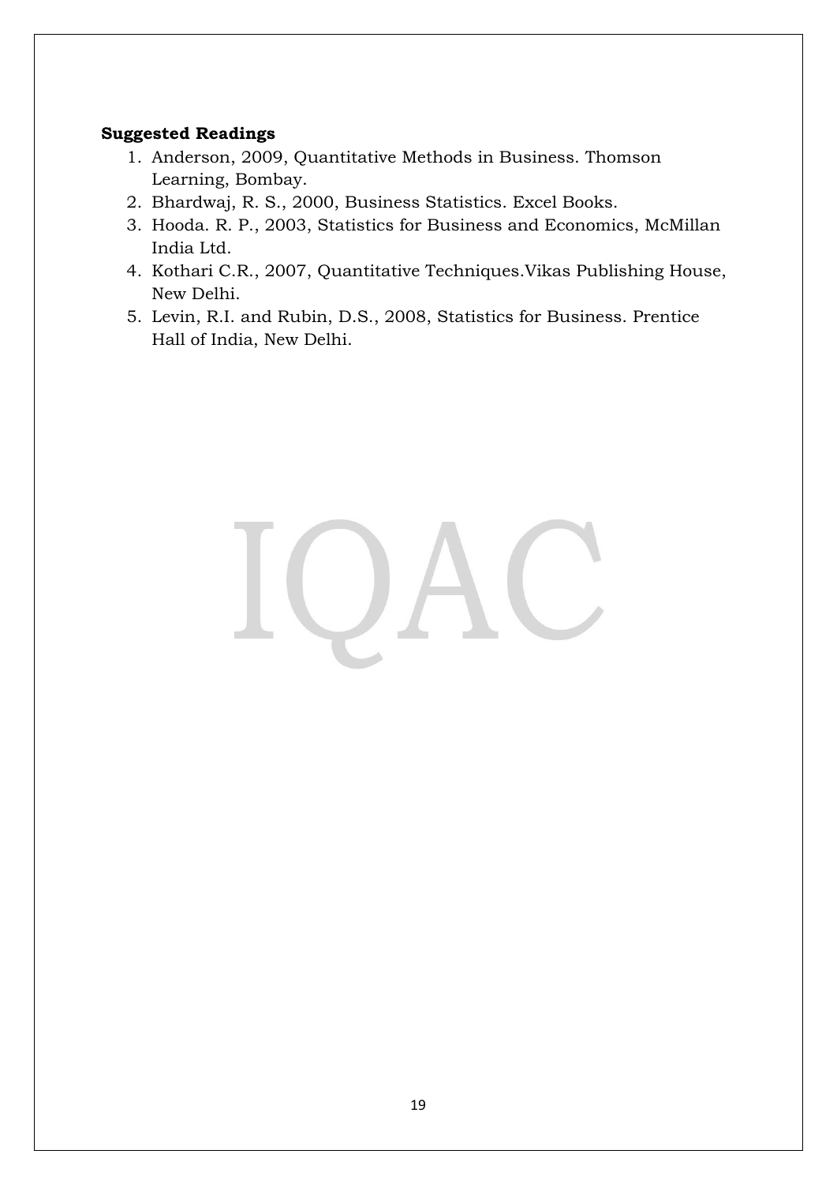**Suggested Readings**

1. Anderson, 2009, Quantitative Methods in Business. Thomson Learning, Bombay.
2. Bhardwaj, R. S., 2000, Business Statistics. Excel Books.
3. Hooda. R. P., 2003, Statistics for Business and Economics, McMillan India Ltd.
4. Kothari C.R., 2007, Quantitative Techniques.Vikas Publishing House, New Delhi.
5. Levin, R.I. and Rubin, D.S., 2008, Statistics for Business. Prentice Hall of India, New Delhi.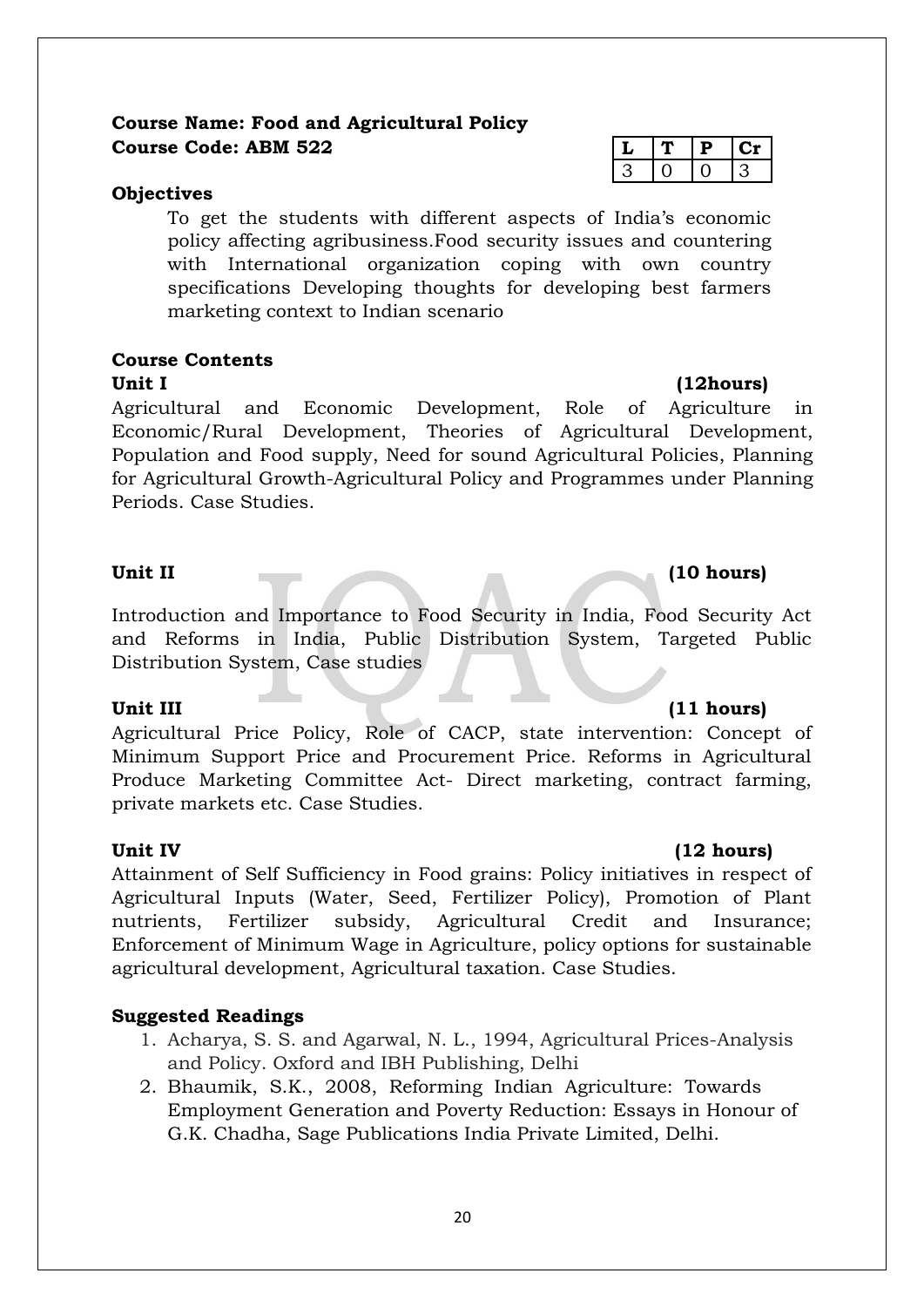**Course Name: Food and Agricultural Policy**
**Course Code: ABM 522**

| L | T | P | Cr |
|---|---|---|---|
| 3 | 0 | 0 | 3 |

**Objectives**

To get the students with different aspects of India's economic policy affecting agribusiness.Food security issues and countering with International organization coping with own country specifications Developing thoughts for developing best farmers marketing context to Indian scenario

**Course Contents**

**Unit I (12hours)**

Agricultural and Economic Development, Role of Agriculture in Economic/Rural Development, Theories of Agricultural Development, Population and Food supply, Need for sound Agricultural Policies, Planning for Agricultural Growth-Agricultural Policy and Programmes under Planning Periods. Case Studies.

**Unit II (10 hours)**

Introduction and Importance to Food Security in India, Food Security Act and Reforms in India, Public Distribution System, Targeted Public Distribution System, Case studies

**Unit III (11 hours)**

Agricultural Price Policy, Role of CACP, state intervention: Concept of Minimum Support Price and Procurement Price. Reforms in Agricultural Produce Marketing Committee Act- Direct marketing, contract farming, private markets etc. Case Studies.

**Unit IV (12 hours)**

Attainment of Self Sufficiency in Food grains: Policy initiatives in respect of Agricultural Inputs (Water, Seed, Fertilizer Policy), Promotion of Plant nutrients, Fertilizer subsidy, Agricultural Credit and Insurance; Enforcement of Minimum Wage in Agriculture, policy options for sustainable agricultural development, Agricultural taxation. Case Studies.

**Suggested Readings**

1. Acharya, S. S. and Agarwal, N. L., 1994, Agricultural Prices-Analysis and Policy. Oxford and IBH Publishing, Delhi
2. Bhaumik, S.K., 2008, Reforming Indian Agriculture: Towards Employment Generation and Poverty Reduction: Essays in Honour of G.K. Chadha, Sage Publications India Private Limited, Delhi.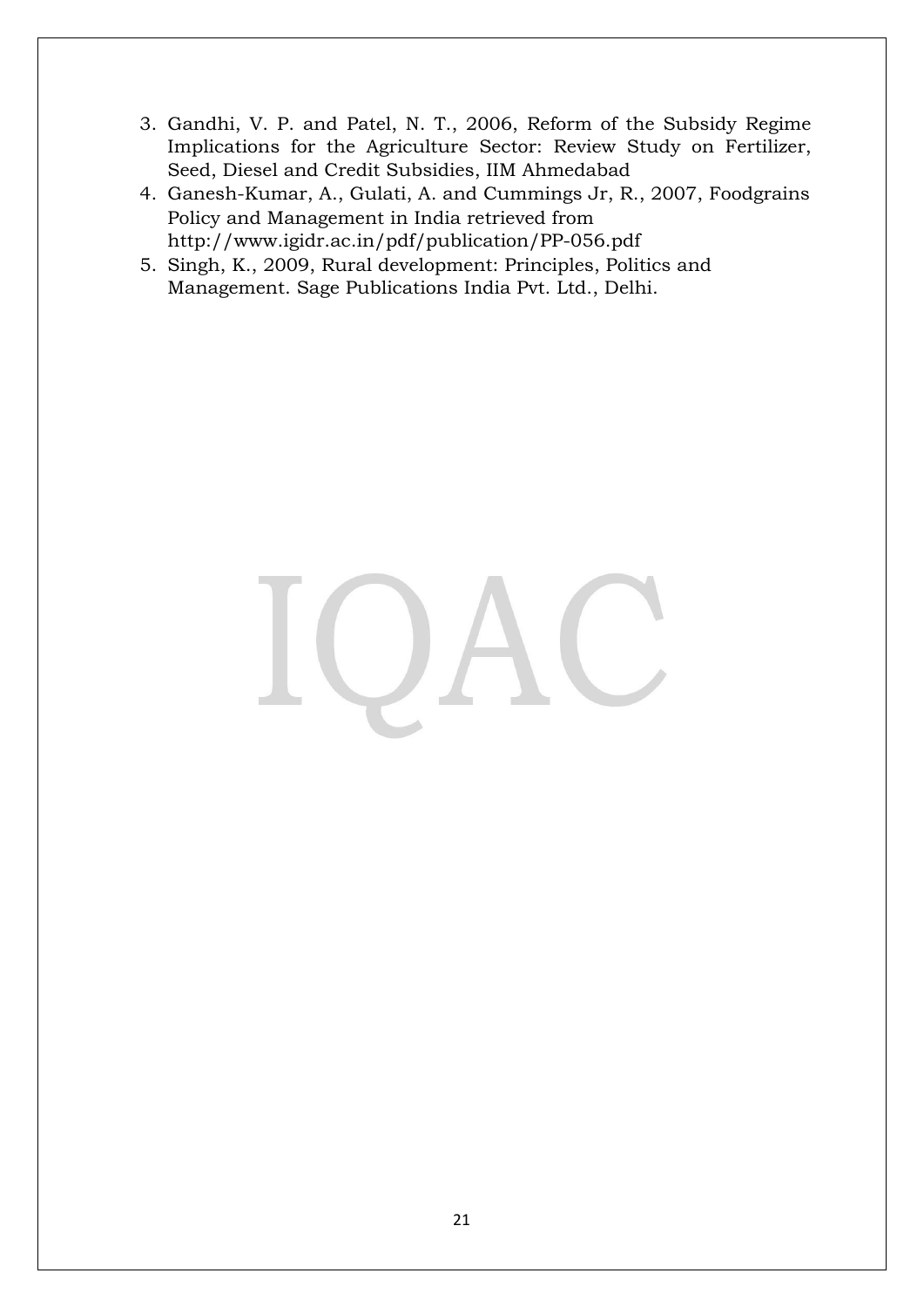3. Gandhi, V. P. and Patel, N. T., 2006, Reform of the Subsidy Regime Implications for the Agriculture Sector: Review Study on Fertilizer, Seed, Diesel and Credit Subsidies, IIM Ahmedabad
4. Ganesh-Kumar, A., Gulati, A. and Cummings Jr, R., 2007, Foodgrains Policy and Management in India retrieved from http://www.igidr.ac.in/pdf/publication/PP-056.pdf
5. Singh, K., 2009, Rural development: Principles, Politics and Management. Sage Publications India Pvt. Ltd., Delhi.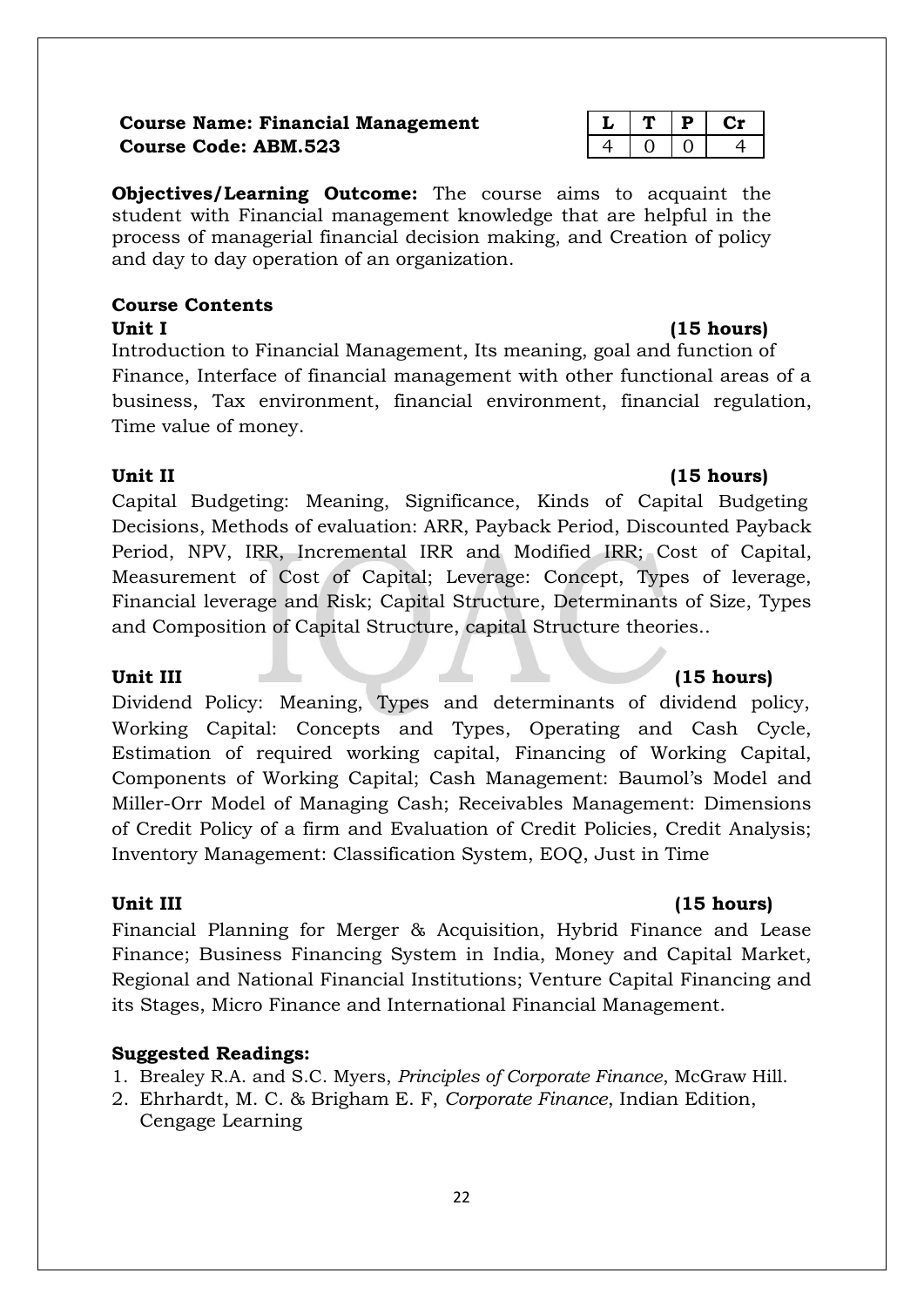**Course Name: Financial Management**
**Course Code: ABM.523**

| L | T | P | Cr |
|---|---|---|---|
| 4 | 0 | 0 | 4 |

**Objectives/Learning Outcome:** The course aims to acquaint the student with Financial management knowledge that are helpful in the process of managerial financial decision making, and Creation of policy and day to day operation of an organization.

**Course Contents**

**Unit I (15 hours)**

Introduction to Financial Management, Its meaning, goal and function of Finance, Interface of financial management with other functional areas of a business, Tax environment, financial environment, financial regulation, Time value of money.

**Unit II (15 hours)**

Capital Budgeting: Meaning, Significance, Kinds of Capital Budgeting Decisions, Methods of evaluation: ARR, Payback Period, Discounted Payback Period, NPV, IRR, Incremental IRR and Modified IRR; Cost of Capital, Measurement of Cost of Capital; Leverage: Concept, Types of leverage, Financial leverage and Risk; Capital Structure, Determinants of Size, Types and Composition of Capital Structure, capital Structure theories..

**Unit III (15 hours)**

Dividend Policy: Meaning, Types and determinants of dividend policy, Working Capital: Concepts and Types, Operating and Cash Cycle, Estimation of required working capital, Financing of Working Capital, Components of Working Capital; Cash Management: Baumol's Model and Miller-Orr Model of Managing Cash; Receivables Management: Dimensions of Credit Policy of a firm and Evaluation of Credit Policies, Credit Analysis; Inventory Management: Classification System, EOQ, Just in Time

**Unit III (15 hours)**

Financial Planning for Merger & Acquisition, Hybrid Finance and Lease Finance; Business Financing System in India, Money and Capital Market, Regional and National Financial Institutions; Venture Capital Financing and its Stages, Micro Finance and International Financial Management.

**Suggested Readings:**

1. Brealey R.A. and S.C. Myers, *Principles of Corporate Finance*, McGraw Hill.
2. Ehrhardt, M. C. & Brigham E. F, *Corporate Finance*, Indian Edition, Cengage Learning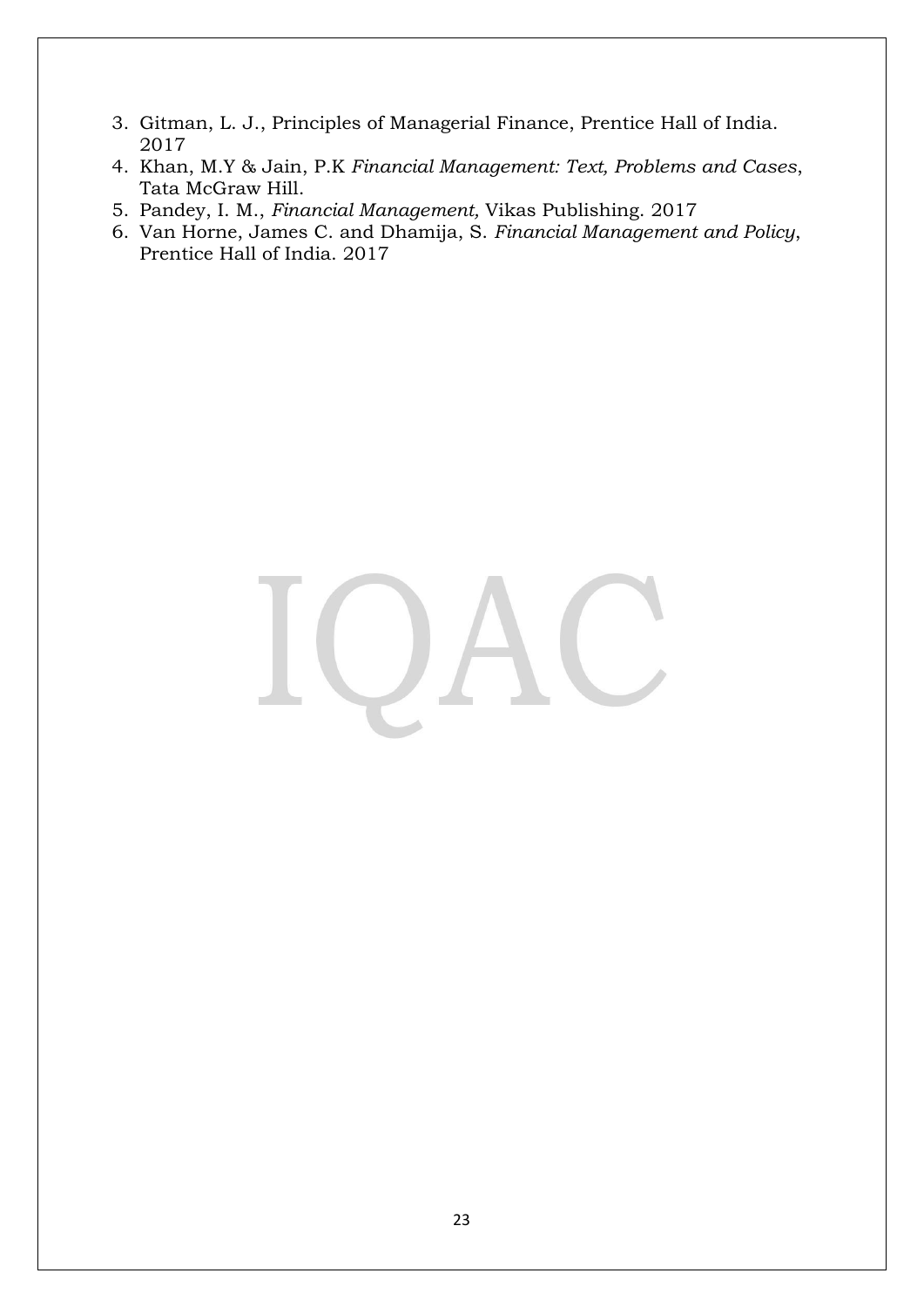3. Gitman, L. J., Principles of Managerial Finance, Prentice Hall of India. 2017
4. Khan, M.Y & Jain, P.K *Financial Management: Text, Problems and Cases*, Tata McGraw Hill.
5. Pandey, I. M., *Financial Management,* Vikas Publishing. 2017
6. Van Horne, James C. and Dhamija, S. *Financial Management and Policy*, Prentice Hall of India. 2017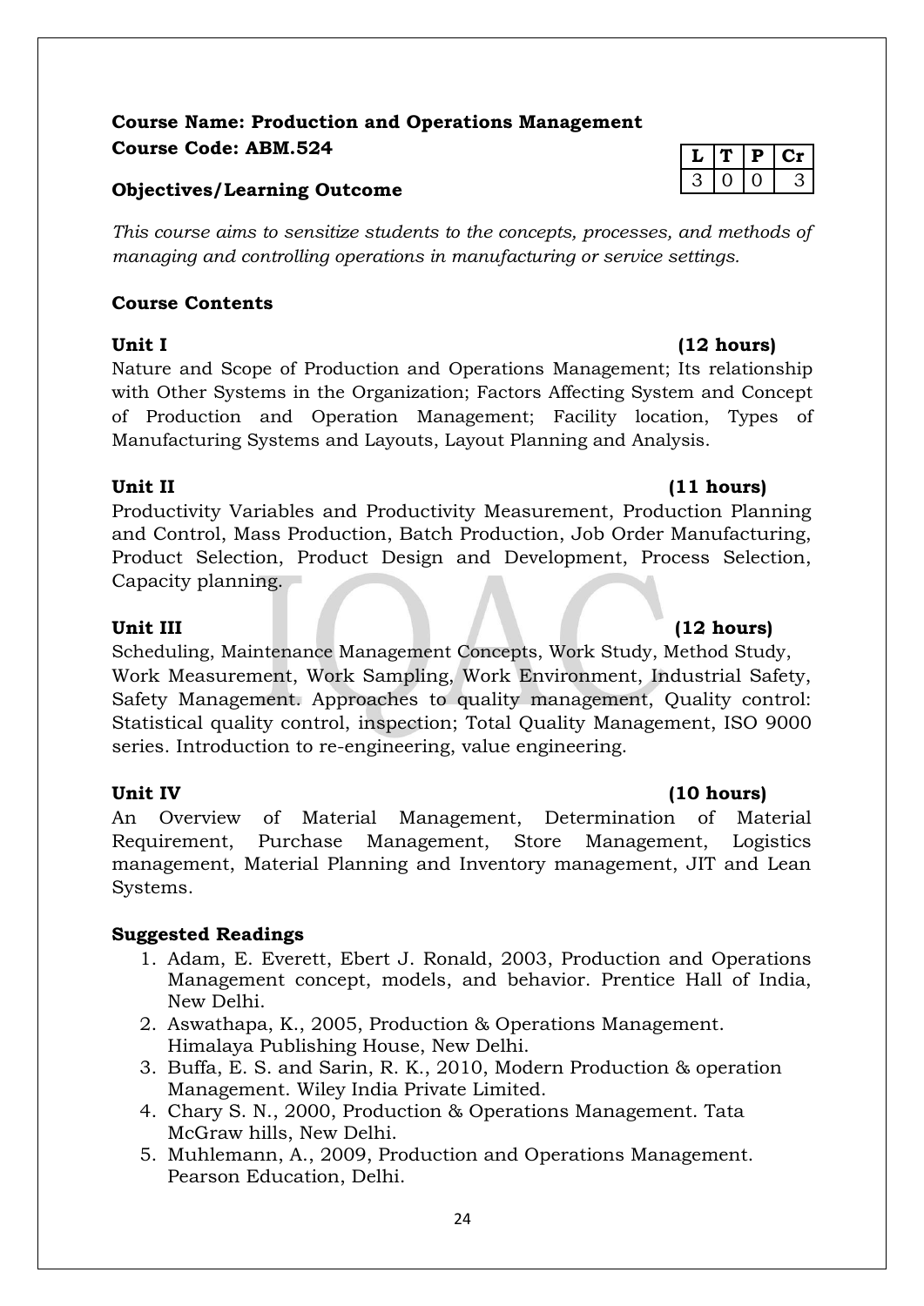**Course Name: Production and Operations Management**
**Course Code: ABM.524**

| L | T | P | Cr |
|---|---|---|---|
| 3 | 0 | 0 | 3 |

**Objectives/Learning Outcome**

*This course aims to sensitize students to the concepts, processes, and methods of managing and controlling operations in manufacturing or service settings.*

**Course Contents**

**Unit I (12 hours)**

Nature and Scope of Production and Operations Management; Its relationship with Other Systems in the Organization; Factors Affecting System and Concept of Production and Operation Management; Facility location, Types of Manufacturing Systems and Layouts, Layout Planning and Analysis.

**Unit II (11 hours)**

Productivity Variables and Productivity Measurement, Production Planning and Control, Mass Production, Batch Production, Job Order Manufacturing, Product Selection, Product Design and Development, Process Selection, Capacity planning.

**Unit III (12 hours)**

Scheduling, Maintenance Management Concepts, Work Study, Method Study, Work Measurement, Work Sampling, Work Environment, Industrial Safety, Safety Management. Approaches to quality management, Quality control: Statistical quality control, inspection; Total Quality Management, ISO 9000 series. Introduction to re-engineering, value engineering.

**Unit IV (10 hours)**

An Overview of Material Management, Determination of Material Requirement, Purchase Management, Store Management, Logistics management, Material Planning and Inventory management, JIT and Lean Systems.

**Suggested Readings**

1. Adam, E. Everett, Ebert J. Ronald, 2003, Production and Operations Management concept, models, and behavior. Prentice Hall of India, New Delhi.
2. Aswathapa, K., 2005, Production & Operations Management. Himalaya Publishing House, New Delhi.
3. Buffa, E. S. and Sarin, R. K., 2010, Modern Production & operation Management. Wiley India Private Limited.
4. Chary S. N., 2000, Production & Operations Management. Tata McGraw hills, New Delhi.
5. Muhlemann, A., 2009, Production and Operations Management. Pearson Education, Delhi.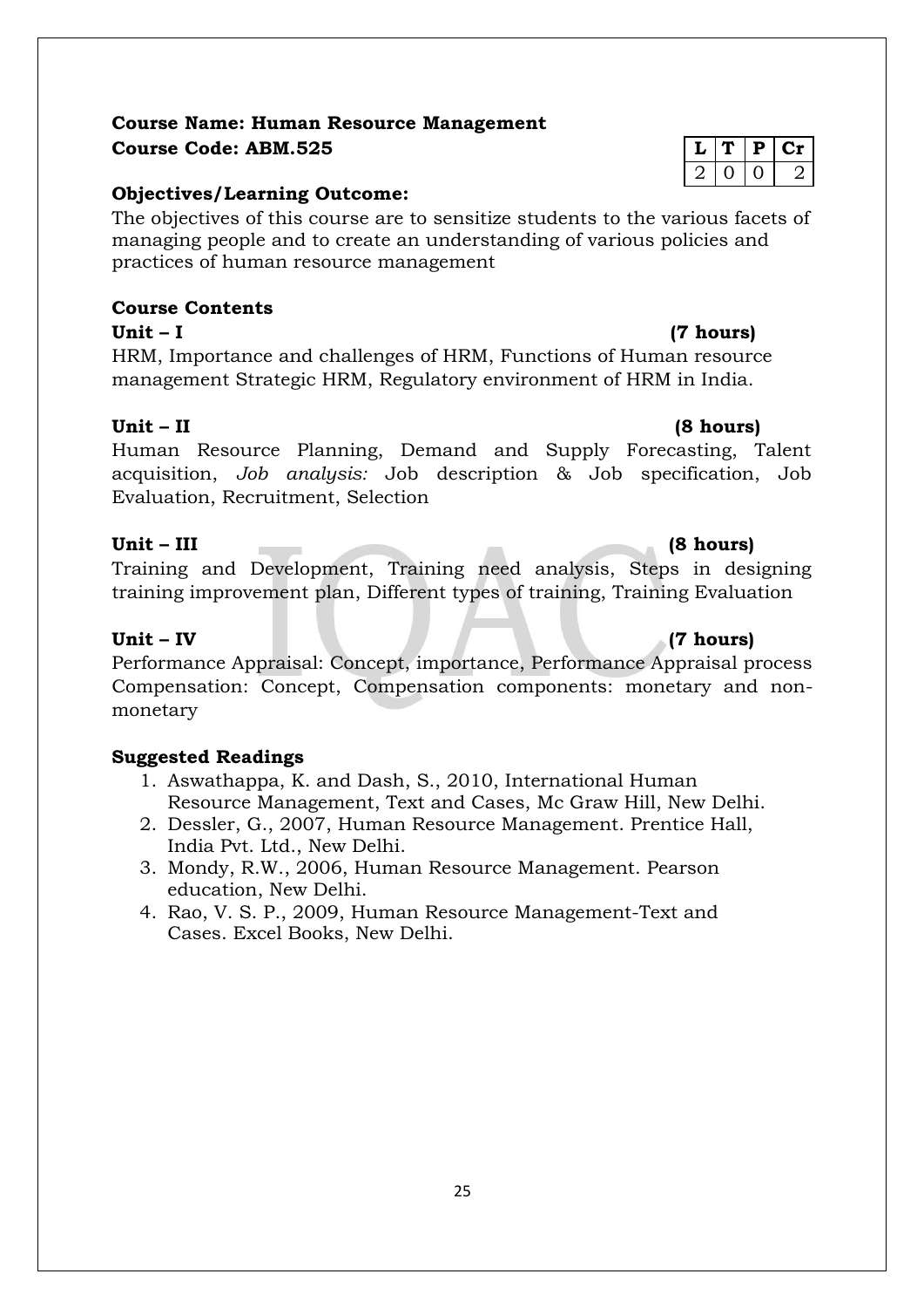**Course Name: Human Resource Management**
**Course Code: ABM.525**

| L | T | P | Cr |
|---|---|---|---|
| 2 | 0 | 0 | 2 |

**Objectives/Learning Outcome:**

The objectives of this course are to sensitize students to the various facets of managing people and to create an understanding of various policies and practices of human resource management

**Course Contents**

**Unit – I (7 hours)**

HRM, Importance and challenges of HRM, Functions of Human resource management Strategic HRM, Regulatory environment of HRM in India.

**Unit – II (8 hours)**

Human Resource Planning, Demand and Supply Forecasting, Talent acquisition, *Job analysis:* Job description & Job specification, Job Evaluation, Recruitment, Selection

**Unit – III (8 hours)**

Training and Development, Training need analysis, Steps in designing training improvement plan, Different types of training, Training Evaluation

**Unit – IV (7 hours)**

Performance Appraisal: Concept, importance, Performance Appraisal process Compensation: Concept, Compensation components: monetary and non-monetary

**Suggested Readings**

1. Aswathappa, K. and Dash, S., 2010, International Human Resource Management, Text and Cases, Mc Graw Hill, New Delhi.
2. Dessler, G., 2007, Human Resource Management. Prentice Hall, India Pvt. Ltd., New Delhi.
3. Mondy, R.W., 2006, Human Resource Management. Pearson education, New Delhi.
4. Rao, V. S. P., 2009, Human Resource Management-Text and Cases. Excel Books, New Delhi.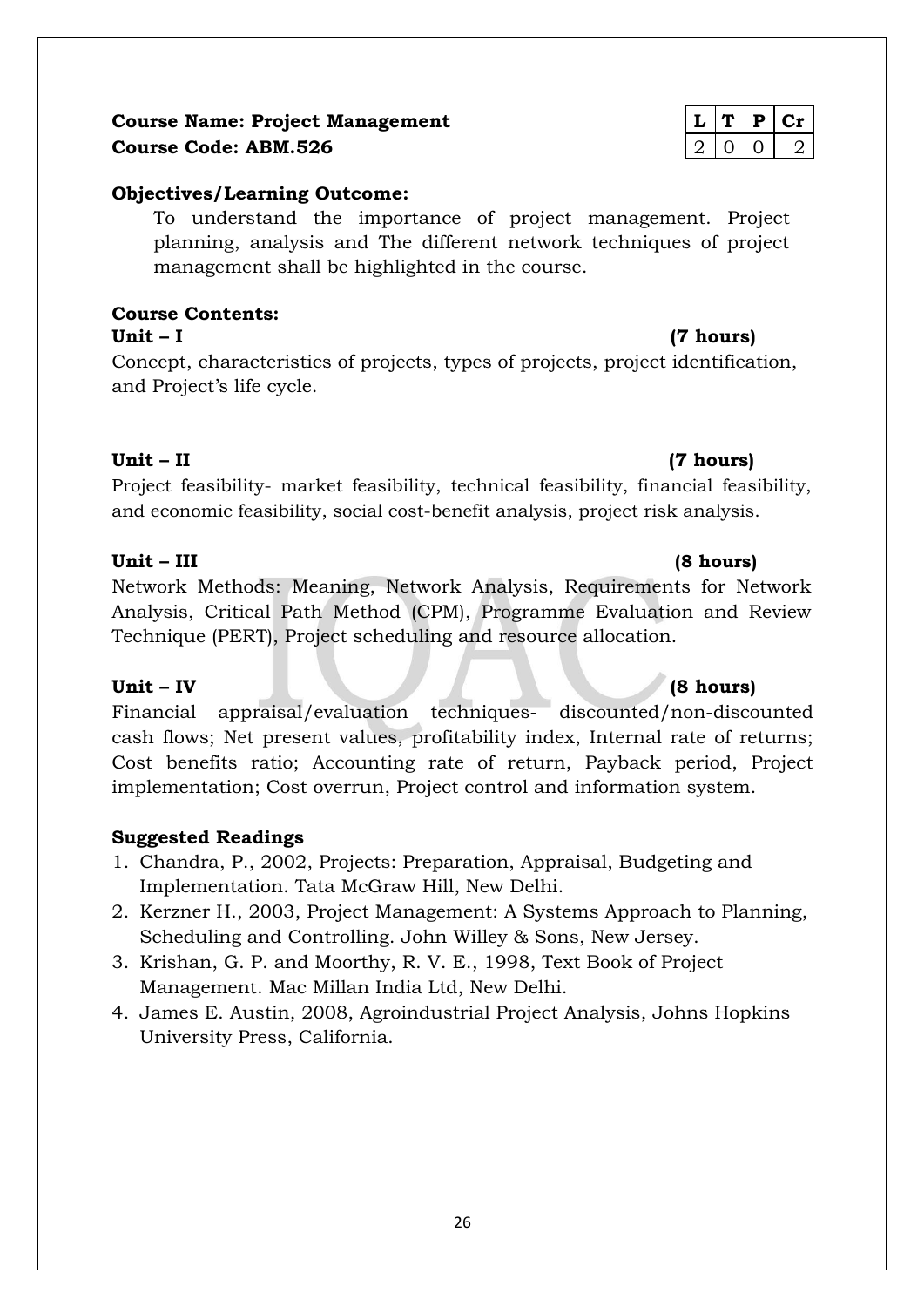**Course Name: Project Management**
**Course Code: ABM.526**

| L | T | P | Cr |
|---|---|---|---|
| 2 | 0 | 0 | 2 |

**Objectives/Learning Outcome:**

To understand the importance of project management. Project planning, analysis and The different network techniques of project management shall be highlighted in the course.

**Course Contents:**

**Unit – I** **(7 hours)**

Concept, characteristics of projects, types of projects, project identification, and Project's life cycle.

**Unit – II** **(7 hours)**

Project feasibility- market feasibility, technical feasibility, financial feasibility, and economic feasibility, social cost-benefit analysis, project risk analysis.

**Unit – III** **(8 hours)**

Network Methods: Meaning, Network Analysis, Requirements for Network Analysis, Critical Path Method (CPM), Programme Evaluation and Review Technique (PERT), Project scheduling and resource allocation.

**Unit – IV** **(8 hours)**

Financial appraisal/evaluation techniques- discounted/non-discounted cash flows; Net present values, profitability index, Internal rate of returns; Cost benefits ratio; Accounting rate of return, Payback period, Project implementation; Cost overrun, Project control and information system.

**Suggested Readings**

1. Chandra, P., 2002, Projects: Preparation, Appraisal, Budgeting and Implementation. Tata McGraw Hill, New Delhi.
2. Kerzner H., 2003, Project Management: A Systems Approach to Planning, Scheduling and Controlling. John Willey & Sons, New Jersey.
3. Krishan, G. P. and Moorthy, R. V. E., 1998, Text Book of Project Management. Mac Millan India Ltd, New Delhi.
4. James E. Austin, 2008, Agroindustrial Project Analysis, Johns Hopkins University Press, California.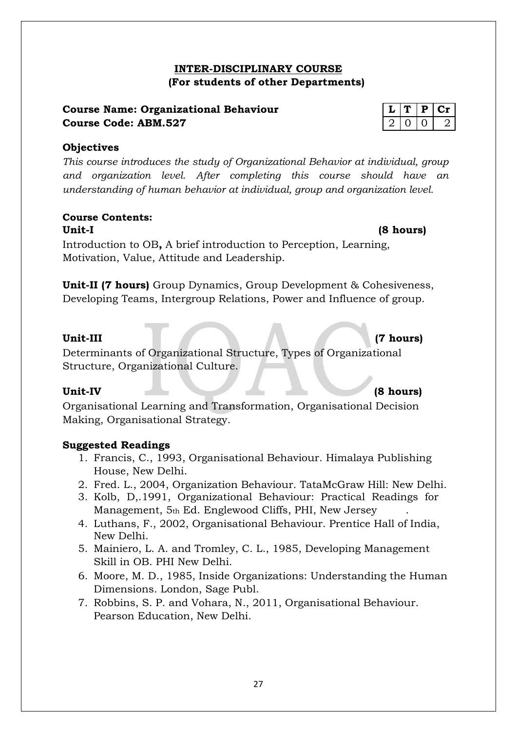## INTER-DISCIPLINARY COURSE
**(For students of other Departments)**

**Course Name: Organizational Behaviour**
**Course Code: ABM.527**

| L | T | P | Cr |
|---|---|---|---|
| 2 | 0 | 0 | 2 |

**Objectives**

*This course introduces the study of Organizational Behavior at individual, group and organization level. After completing this course should have an understanding of human behavior at individual, group and organization level.*

**Course Contents:**

**Unit-I (8 hours)**

Introduction to OB**,** A brief introduction to Perception, Learning, Motivation, Value, Attitude and Leadership.

**Unit-II (7 hours)** Group Dynamics, Group Development & Cohesiveness, Developing Teams, Intergroup Relations, Power and Influence of group.

**Unit-III (7 hours)**

Determinants of Organizational Structure, Types of Organizational Structure, Organizational Culture.

**Unit-IV (8 hours)**

Organisational Learning and Transformation, Organisational Decision Making, Organisational Strategy.

**Suggested Readings**

1. Francis, C., 1993, Organisational Behaviour. Himalaya Publishing House, New Delhi.
2. Fred. L., 2004, Organization Behaviour. TataMcGraw Hill: New Delhi.
3. Kolb, D,.1991, Organizational Behaviour: Practical Readings for Management, 5th Ed. Englewood Cliffs, PHI, New Jersey .
4. Luthans, F., 2002, Organisational Behaviour. Prentice Hall of India, New Delhi.
5. Mainiero, L. A. and Tromley, C. L., 1985, Developing Management Skill in OB. PHI New Delhi.
6. Moore, M. D., 1985, Inside Organizations: Understanding the Human Dimensions. London, Sage Publ.
7. Robbins, S. P. and Vohara, N., 2011, Organisational Behaviour. Pearson Education, New Delhi.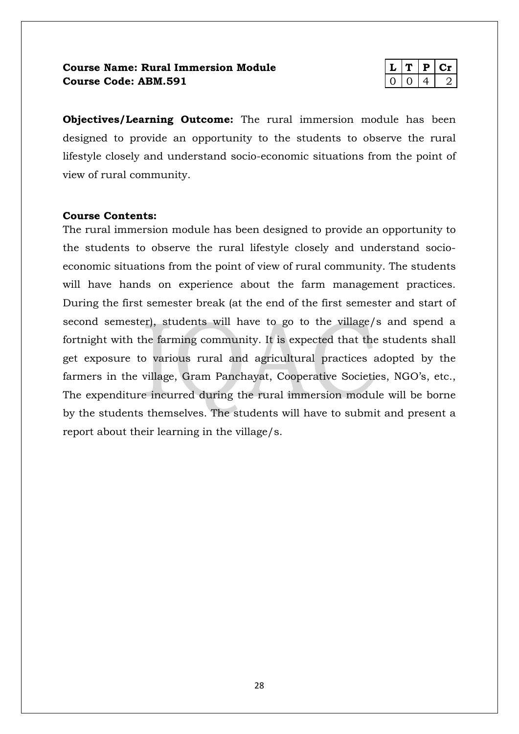**Course Name: Rural Immersion Module**
**Course Code: ABM.591**

| L | T | P | Cr |
|---|---|---|---|
| 0 | 0 | 4 | 2 |

**Objectives/Learning Outcome:** The rural immersion module has been designed to provide an opportunity to the students to observe the rural lifestyle closely and understand socio-economic situations from the point of view of rural community.

**Course Contents:**

The rural immersion module has been designed to provide an opportunity to the students to observe the rural lifestyle closely and understand socio-economic situations from the point of view of rural community. The students will have hands on experience about the farm management practices. During the first semester break (at the end of the first semester and start of second semester), students will have to go to the village/s and spend a fortnight with the farming community. It is expected that the students shall get exposure to various rural and agricultural practices adopted by the farmers in the village, Gram Panchayat, Cooperative Societies, NGO's, etc., The expenditure incurred during the rural immersion module will be borne by the students themselves. The students will have to submit and present a report about their learning in the village/s.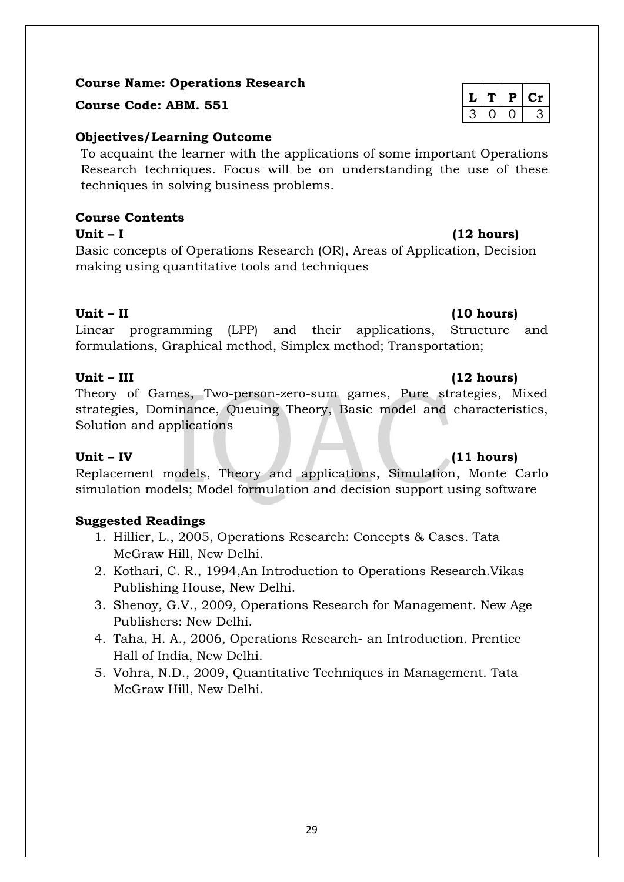**Course Name: Operations Research**

**Course Code: ABM. 551**

| L | T | P | Cr |
|---|---|---|---|
| 3 | 0 | 0 | 3 |

**Objectives/Learning Outcome**

To acquaint the learner with the applications of some important Operations Research techniques. Focus will be on understanding the use of these techniques in solving business problems.

**Course Contents**

**Unit – I** **(12 hours)**

Basic concepts of Operations Research (OR), Areas of Application, Decision making using quantitative tools and techniques

**Unit – II** **(10 hours)**

Linear programming (LPP) and their applications, Structure and formulations, Graphical method, Simplex method; Transportation;

**Unit – III** **(12 hours)**

Theory of Games, Two-person-zero-sum games, Pure strategies, Mixed strategies, Dominance, Queuing Theory, Basic model and characteristics, Solution and applications

**Unit – IV** **(11 hours)**

Replacement models, Theory and applications, Simulation, Monte Carlo simulation models; Model formulation and decision support using software

**Suggested Readings**

1. Hillier, L., 2005, Operations Research: Concepts & Cases. Tata McGraw Hill, New Delhi.
2. Kothari, C. R., 1994,An Introduction to Operations Research.Vikas Publishing House, New Delhi.
3. Shenoy, G.V., 2009, Operations Research for Management. New Age Publishers: New Delhi.
4. Taha, H. A., 2006, Operations Research- an Introduction. Prentice Hall of India, New Delhi.
5. Vohra, N.D., 2009, Quantitative Techniques in Management. Tata McGraw Hill, New Delhi.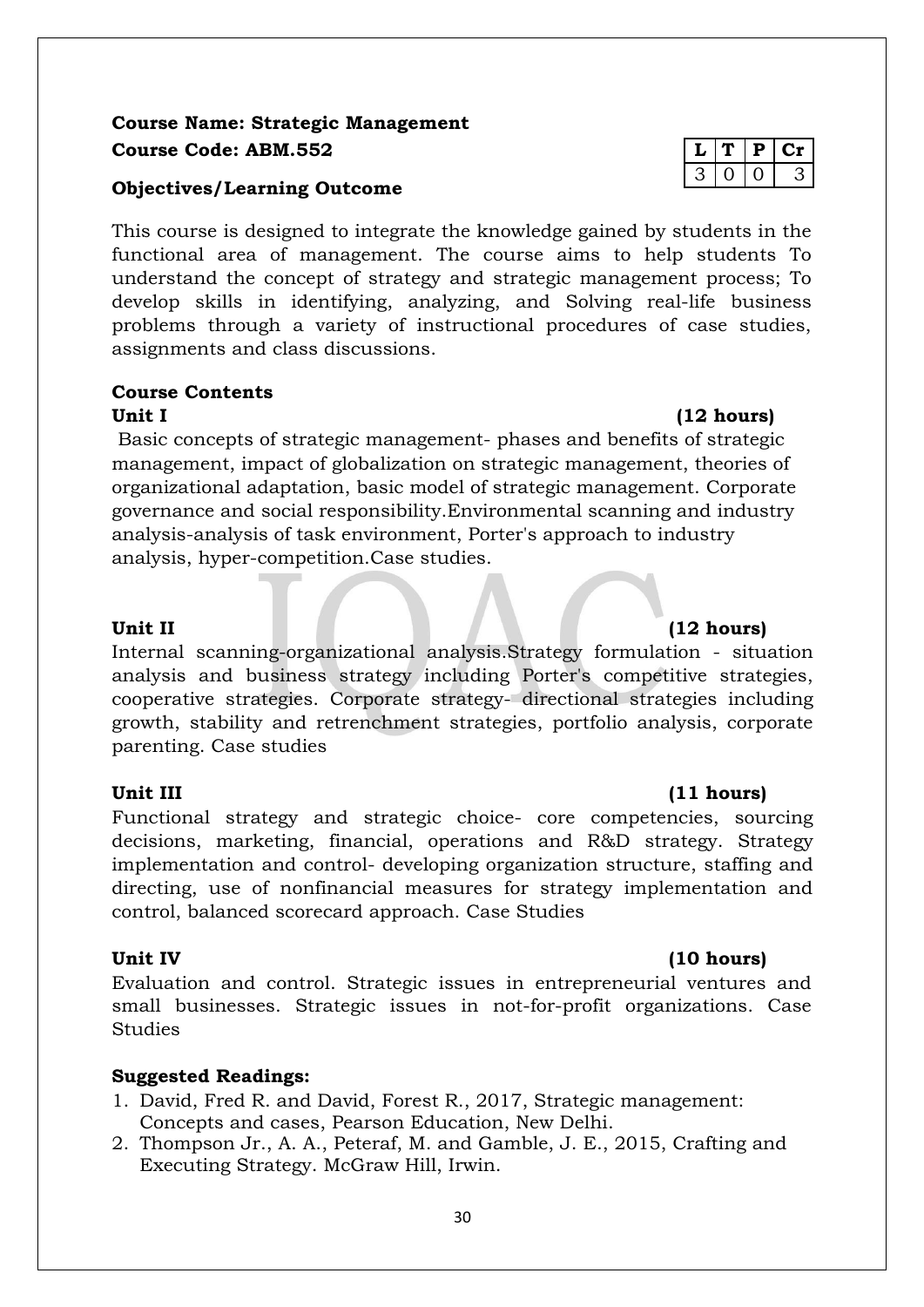**Course Name: Strategic Management**

**Course Code: ABM.552**

| L | T | P | Cr |
|---|---|---|---|
| 3 | 0 | 0 | 3 |

**Objectives/Learning Outcome**

This course is designed to integrate the knowledge gained by students in the functional area of management. The course aims to help students To understand the concept of strategy and strategic management process; To develop skills in identifying, analyzing, and Solving real-life business problems through a variety of instructional procedures of case studies, assignments and class discussions.

**Course Contents**

**Unit I (12 hours)**

Basic concepts of strategic management- phases and benefits of strategic management, impact of globalization on strategic management, theories of organizational adaptation, basic model of strategic management. Corporate governance and social responsibility.Environmental scanning and industry analysis-analysis of task environment, Porter's approach to industry analysis, hyper-competition.Case studies.

**Unit II (12 hours)**

Internal scanning-organizational analysis.Strategy formulation - situation analysis and business strategy including Porter's competitive strategies, cooperative strategies. Corporate strategy- directional strategies including growth, stability and retrenchment strategies, portfolio analysis, corporate parenting. Case studies

**Unit III (11 hours)**

Functional strategy and strategic choice- core competencies, sourcing decisions, marketing, financial, operations and R&D strategy. Strategy implementation and control- developing organization structure, staffing and directing, use of nonfinancial measures for strategy implementation and control, balanced scorecard approach. Case Studies

**Unit IV (10 hours)**

Evaluation and control. Strategic issues in entrepreneurial ventures and small businesses. Strategic issues in not-for-profit organizations. Case Studies

**Suggested Readings:**

1. David, Fred R. and David, Forest R., 2017, Strategic management: Concepts and cases, Pearson Education, New Delhi.
2. Thompson Jr., A. A., Peteraf, M. and Gamble, J. E., 2015, Crafting and Executing Strategy. McGraw Hill, Irwin.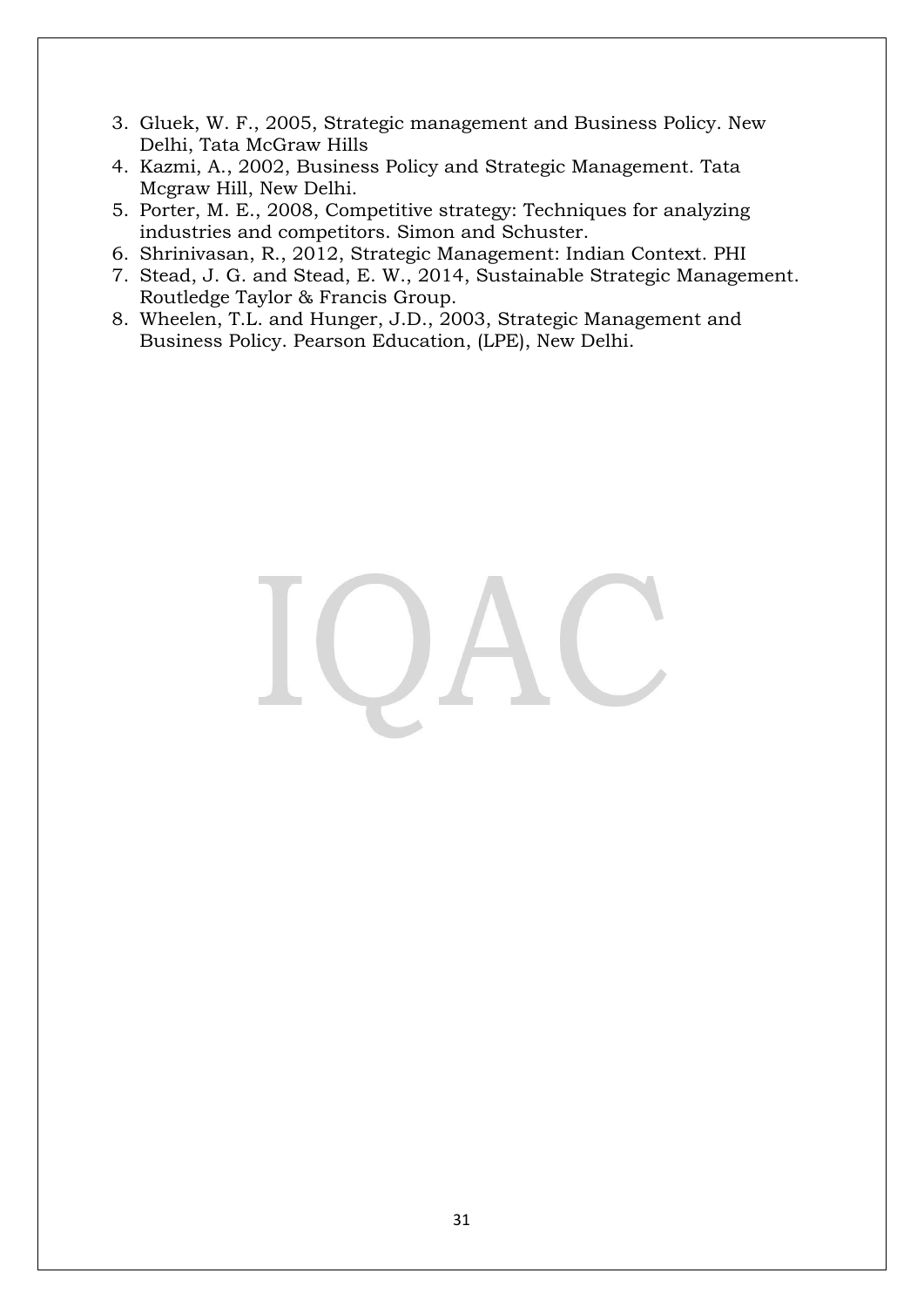3. Gluek, W. F., 2005, Strategic management and Business Policy. New Delhi, Tata McGraw Hills
4. Kazmi, A., 2002, Business Policy and Strategic Management. Tata Mcgraw Hill, New Delhi.
5. Porter, M. E., 2008, Competitive strategy: Techniques for analyzing industries and competitors. Simon and Schuster.
6. Shrinivasan, R., 2012, Strategic Management: Indian Context. PHI
7. Stead, J. G. and Stead, E. W., 2014, Sustainable Strategic Management. Routledge Taylor & Francis Group.
8. Wheelen, T.L. and Hunger, J.D., 2003, Strategic Management and Business Policy. Pearson Education, (LPE), New Delhi.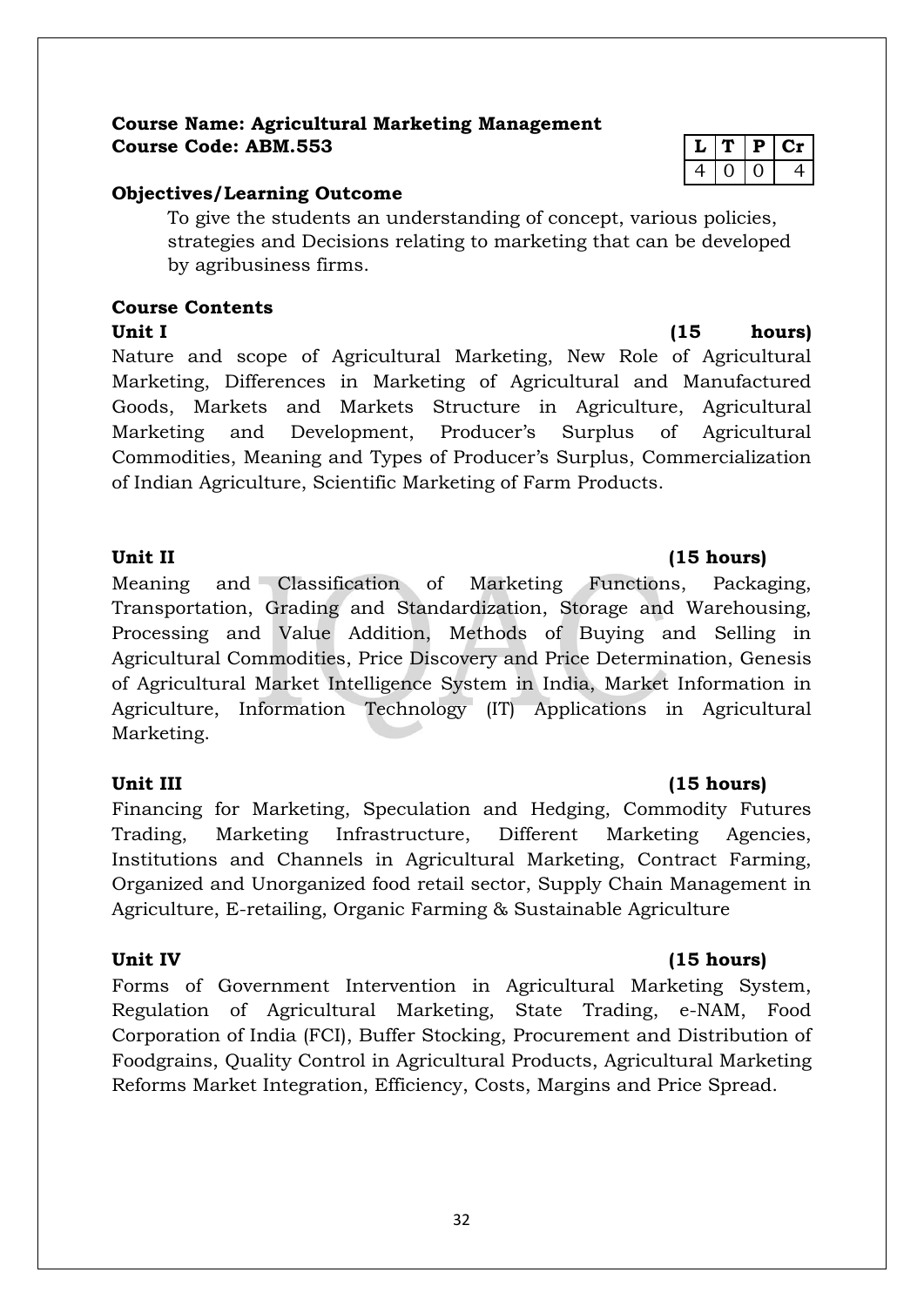**Course Name: Agricultural Marketing Management**
**Course Code: ABM.553**

| L | T | P | Cr |
|---|---|---|---|
| 4 | 0 | 0 | 4 |

**Objectives/Learning Outcome**

To give the students an understanding of concept, various policies, strategies and Decisions relating to marketing that can be developed by agribusiness firms.

**Course Contents**

**Unit I (15 hours)**

Nature and scope of Agricultural Marketing, New Role of Agricultural Marketing, Differences in Marketing of Agricultural and Manufactured Goods, Markets and Markets Structure in Agriculture, Agricultural Marketing and Development, Producer's Surplus of Agricultural Commodities, Meaning and Types of Producer's Surplus, Commercialization of Indian Agriculture, Scientific Marketing of Farm Products.

**Unit II (15 hours)**

Meaning and Classification of Marketing Functions, Packaging, Transportation, Grading and Standardization, Storage and Warehousing, Processing and Value Addition, Methods of Buying and Selling in Agricultural Commodities, Price Discovery and Price Determination, Genesis of Agricultural Market Intelligence System in India, Market Information in Agriculture, Information Technology (IT) Applications in Agricultural Marketing.

**Unit III (15 hours)**

Financing for Marketing, Speculation and Hedging, Commodity Futures Trading, Marketing Infrastructure, Different Marketing Agencies, Institutions and Channels in Agricultural Marketing, Contract Farming, Organized and Unorganized food retail sector, Supply Chain Management in Agriculture, E-retailing, Organic Farming & Sustainable Agriculture

**Unit IV (15 hours)**

Forms of Government Intervention in Agricultural Marketing System, Regulation of Agricultural Marketing, State Trading, e-NAM, Food Corporation of India (FCI), Buffer Stocking, Procurement and Distribution of Foodgrains, Quality Control in Agricultural Products, Agricultural Marketing Reforms Market Integration, Efficiency, Costs, Margins and Price Spread.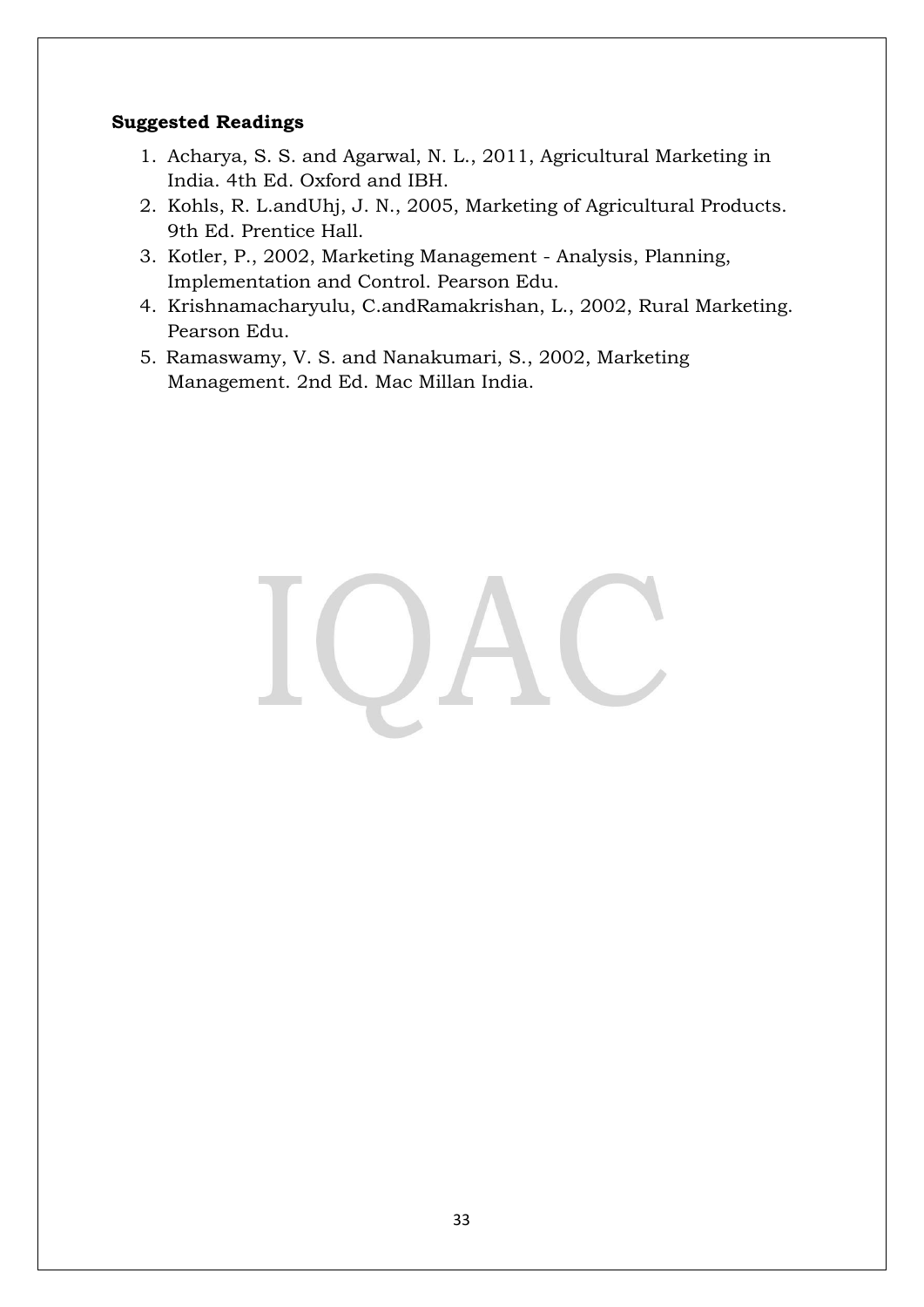**Suggested Readings**

1. Acharya, S. S. and Agarwal, N. L., 2011, Agricultural Marketing in India. 4th Ed. Oxford and IBH.
2. Kohls, R. L.andUhj, J. N., 2005, Marketing of Agricultural Products. 9th Ed. Prentice Hall.
3. Kotler, P., 2002, Marketing Management - Analysis, Planning, Implementation and Control. Pearson Edu.
4. Krishnamacharyulu, C.andRamakrishan, L., 2002, Rural Marketing. Pearson Edu.
5. Ramaswamy, V. S. and Nanakumari, S., 2002, Marketing Management. 2nd Ed. Mac Millan India.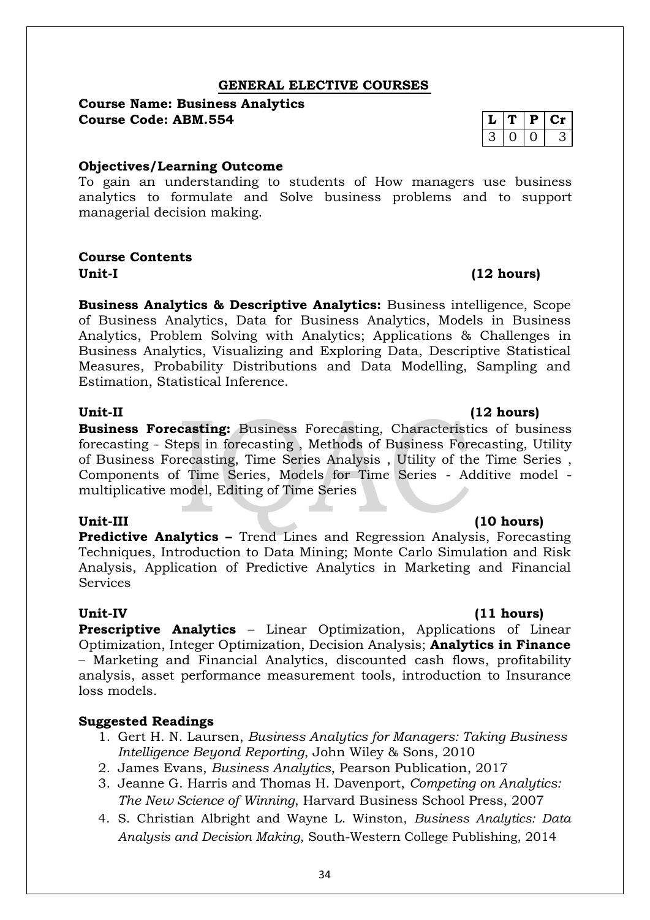## GENERAL ELECTIVE COURSES

**Course Name: Business Analytics**
**Course Code: ABM.554**

| L | T | P | Cr |
|---|---|---|---|
| 3 | 0 | 0 | 3 |

**Objectives/Learning Outcome**

To gain an understanding to students of How managers use business analytics to formulate and Solve business problems and to support managerial decision making.

**Course Contents**

**Unit-I (12 hours)**

**Business Analytics & Descriptive Analytics:** Business intelligence, Scope of Business Analytics, Data for Business Analytics, Models in Business Analytics, Problem Solving with Analytics; Applications & Challenges in Business Analytics, Visualizing and Exploring Data, Descriptive Statistical Measures, Probability Distributions and Data Modelling, Sampling and Estimation, Statistical Inference.

**Unit-II (12 hours)**

**Business Forecasting:** Business Forecasting, Characteristics of business forecasting - Steps in forecasting , Methods of Business Forecasting, Utility of Business Forecasting, Time Series Analysis , Utility of the Time Series , Components of Time Series, Models for Time Series - Additive model - multiplicative model, Editing of Time Series

**Unit-III (10 hours)**

**Predictive Analytics –** Trend Lines and Regression Analysis, Forecasting Techniques, Introduction to Data Mining; Monte Carlo Simulation and Risk Analysis, Application of Predictive Analytics in Marketing and Financial Services

**Unit-IV (11 hours)**

**Prescriptive Analytics** – Linear Optimization, Applications of Linear Optimization, Integer Optimization, Decision Analysis; **Analytics in Finance** – Marketing and Financial Analytics, discounted cash flows, profitability analysis, asset performance measurement tools, introduction to Insurance loss models.

**Suggested Readings**

1. Gert H. N. Laursen, *Business Analytics for Managers: Taking Business Intelligence Beyond Reporting*, John Wiley & Sons, 2010
2. James Evans, *Business Analytics*, Pearson Publication, 2017
3. Jeanne G. Harris and Thomas H. Davenport, *Competing on Analytics: The New Science of Winning*, Harvard Business School Press, 2007
4. S. Christian Albright and Wayne L. Winston, *Business Analytics: Data Analysis and Decision Making*, South-Western College Publishing, 2014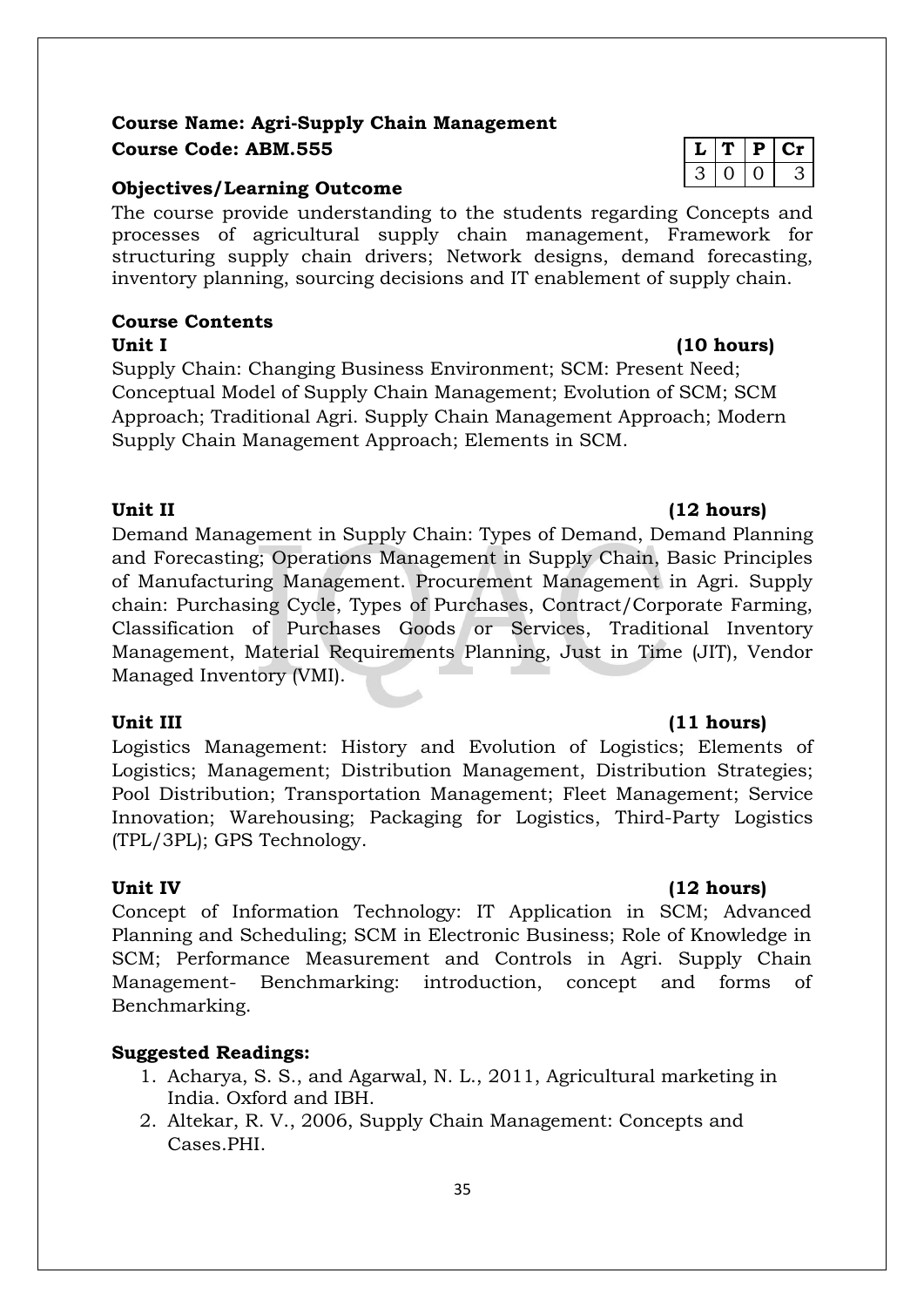**Course Name: Agri-Supply Chain Management**
**Course Code: ABM.555**

| L | T | P | Cr |
|---|---|---|---|
| 3 | 0 | 0 | 3 |

**Objectives/Learning Outcome**

The course provide understanding to the students regarding Concepts and processes of agricultural supply chain management, Framework for structuring supply chain drivers; Network designs, demand forecasting, inventory planning, sourcing decisions and IT enablement of supply chain.

**Course Contents**

**Unit I** **(10 hours)**

Supply Chain: Changing Business Environment; SCM: Present Need; Conceptual Model of Supply Chain Management; Evolution of SCM; SCM Approach; Traditional Agri. Supply Chain Management Approach; Modern Supply Chain Management Approach; Elements in SCM.

**Unit II** **(12 hours)**

Demand Management in Supply Chain: Types of Demand, Demand Planning and Forecasting; Operations Management in Supply Chain, Basic Principles of Manufacturing Management. Procurement Management in Agri. Supply chain: Purchasing Cycle, Types of Purchases, Contract/Corporate Farming, Classification of Purchases Goods or Services, Traditional Inventory Management, Material Requirements Planning, Just in Time (JIT), Vendor Managed Inventory (VMI).

**Unit III** **(11 hours)**

Logistics Management: History and Evolution of Logistics; Elements of Logistics; Management; Distribution Management, Distribution Strategies; Pool Distribution; Transportation Management; Fleet Management; Service Innovation; Warehousing; Packaging for Logistics, Third-Party Logistics (TPL/3PL); GPS Technology.

**Unit IV** **(12 hours)**

Concept of Information Technology: IT Application in SCM; Advanced Planning and Scheduling; SCM in Electronic Business; Role of Knowledge in SCM; Performance Measurement and Controls in Agri. Supply Chain Management- Benchmarking: introduction, concept and forms of Benchmarking.

**Suggested Readings:**

1. Acharya, S. S., and Agarwal, N. L., 2011, Agricultural marketing in India. Oxford and IBH.
2. Altekar, R. V., 2006, Supply Chain Management: Concepts and Cases.PHI.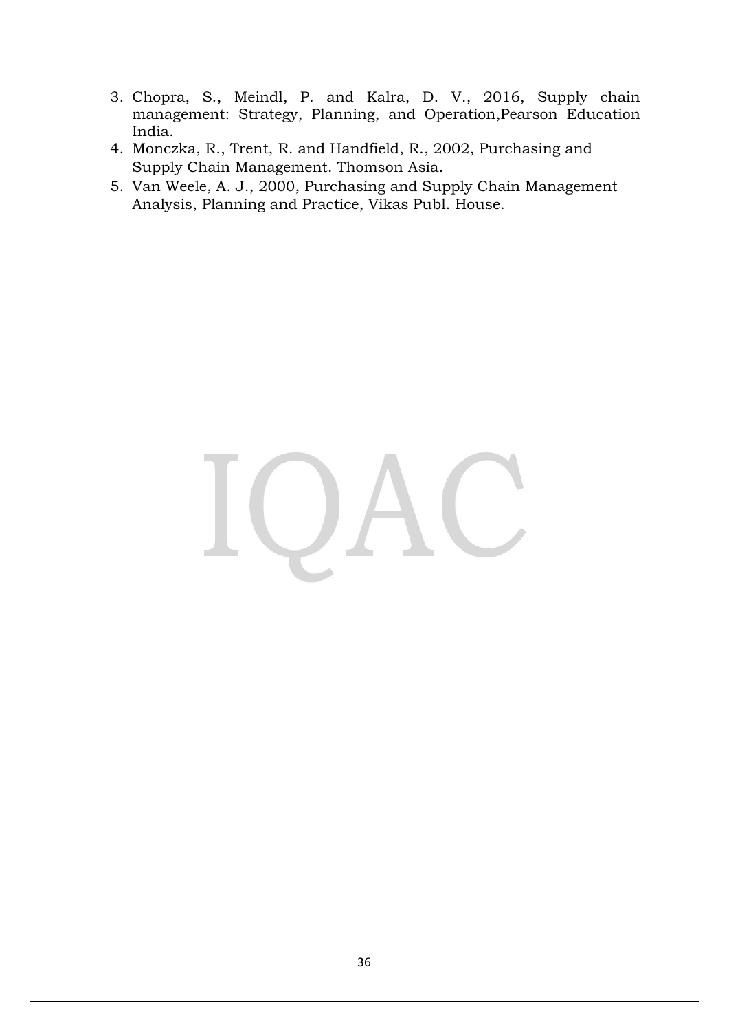3. Chopra, S., Meindl, P. and Kalra, D. V., 2016, Supply chain management: Strategy, Planning, and Operation,Pearson Education India.
4. Monczka, R., Trent, R. and Handfield, R., 2002, Purchasing and Supply Chain Management. Thomson Asia.
5. Van Weele, A. J., 2000, Purchasing and Supply Chain Management Analysis, Planning and Practice, Vikas Publ. House.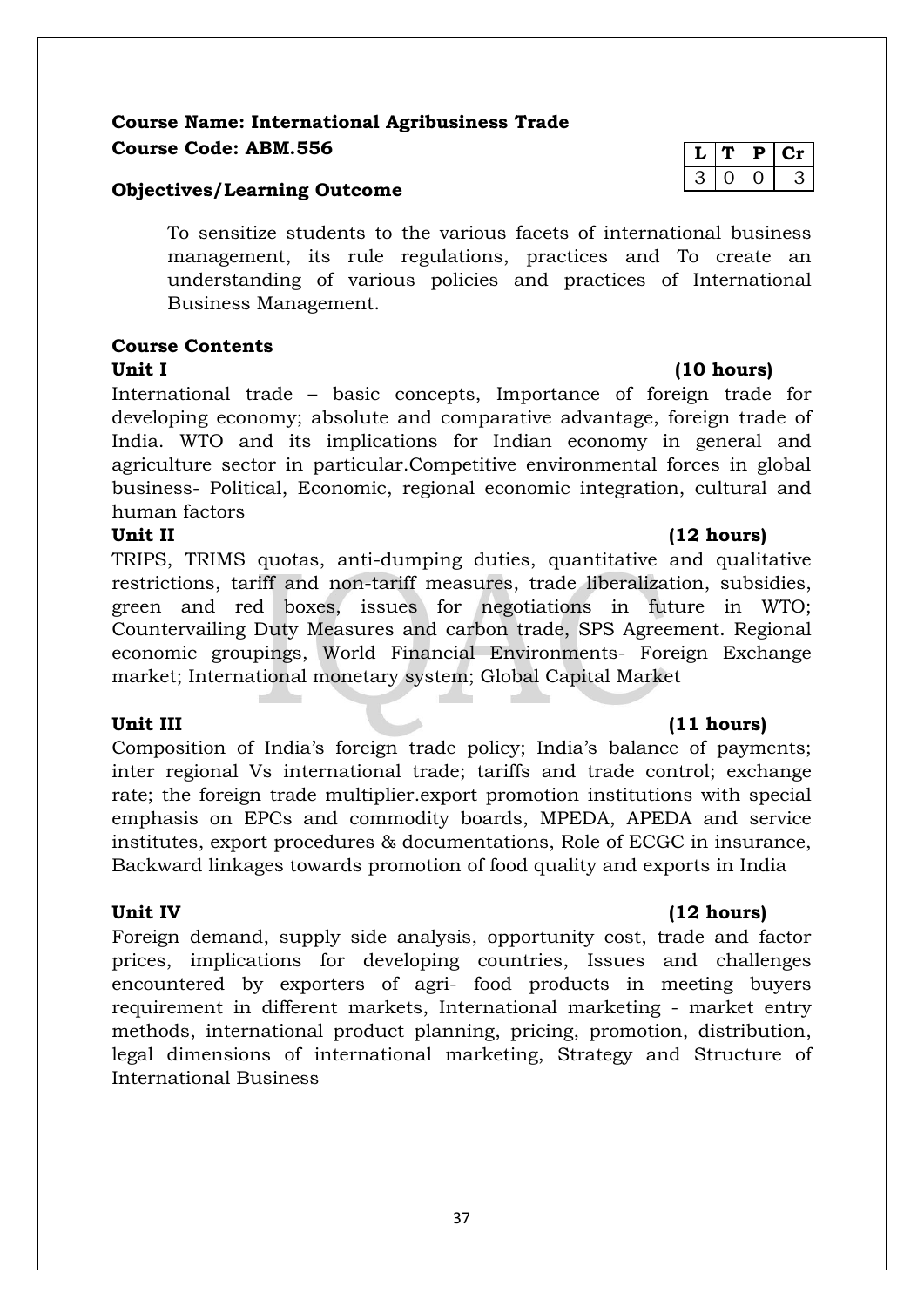**Course Name: International Agribusiness Trade**
**Course Code: ABM.556**

| L | T | P | Cr |
|---|---|---|---|
| 3 | 0 | 0 | 3 |

**Objectives/Learning Outcome**

To sensitize students to the various facets of international business management, its rule regulations, practices and To create an understanding of various policies and practices of International Business Management.

**Course Contents**

**Unit I (10 hours)**

International trade – basic concepts, Importance of foreign trade for developing economy; absolute and comparative advantage, foreign trade of India. WTO and its implications for Indian economy in general and agriculture sector in particular.Competitive environmental forces in global business- Political, Economic, regional economic integration, cultural and human factors

**Unit II (12 hours)**

TRIPS, TRIMS quotas, anti-dumping duties, quantitative and qualitative restrictions, tariff and non-tariff measures, trade liberalization, subsidies, green and red boxes, issues for negotiations in future in WTO; Countervailing Duty Measures and carbon trade, SPS Agreement. Regional economic groupings, World Financial Environments- Foreign Exchange market; International monetary system; Global Capital Market

**Unit III (11 hours)**

Composition of India's foreign trade policy; India's balance of payments; inter regional Vs international trade; tariffs and trade control; exchange rate; the foreign trade multiplier.export promotion institutions with special emphasis on EPCs and commodity boards, MPEDA, APEDA and service institutes, export procedures & documentations, Role of ECGC in insurance, Backward linkages towards promotion of food quality and exports in India

**Unit IV (12 hours)**

Foreign demand, supply side analysis, opportunity cost, trade and factor prices, implications for developing countries, Issues and challenges encountered by exporters of agri- food products in meeting buyers requirement in different markets, International marketing - market entry methods, international product planning, pricing, promotion, distribution, legal dimensions of international marketing, Strategy and Structure of International Business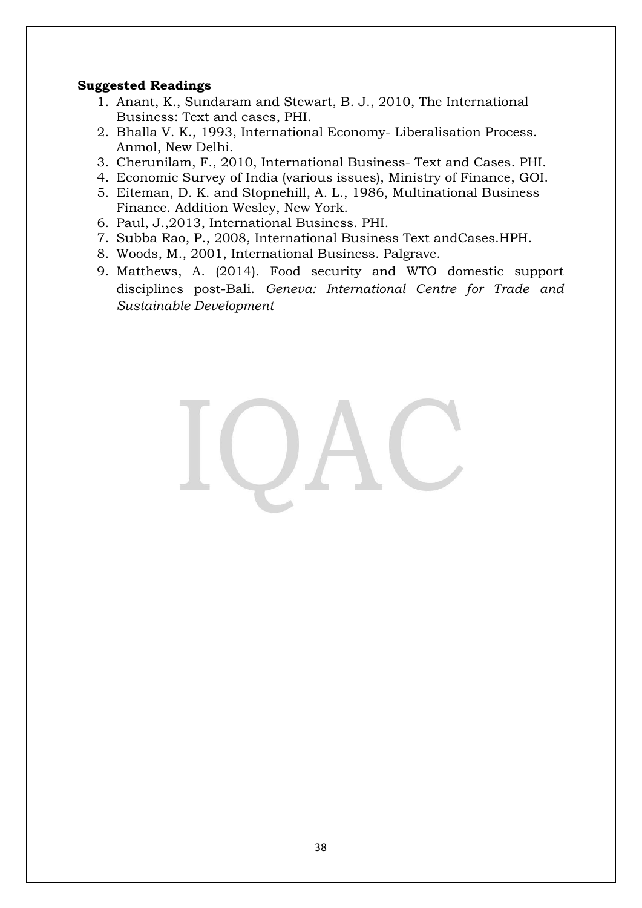**Suggested Readings**

1. Anant, K., Sundaram and Stewart, B. J., 2010, The International Business: Text and cases, PHI.
2. Bhalla V. K., 1993, International Economy- Liberalisation Process. Anmol, New Delhi.
3. Cherunilam, F., 2010, International Business- Text and Cases. PHI.
4. Economic Survey of India (various issues), Ministry of Finance, GOI.
5. Eiteman, D. K. and Stopnehill, A. L., 1986, Multinational Business Finance. Addition Wesley, New York.
6. Paul, J.,2013, International Business. PHI.
7. Subba Rao, P., 2008, International Business Text andCases.HPH.
8. Woods, M., 2001, International Business. Palgrave.
9. Matthews, A. (2014). Food security and WTO domestic support disciplines post-Bali. *Geneva: International Centre for Trade and Sustainable Development*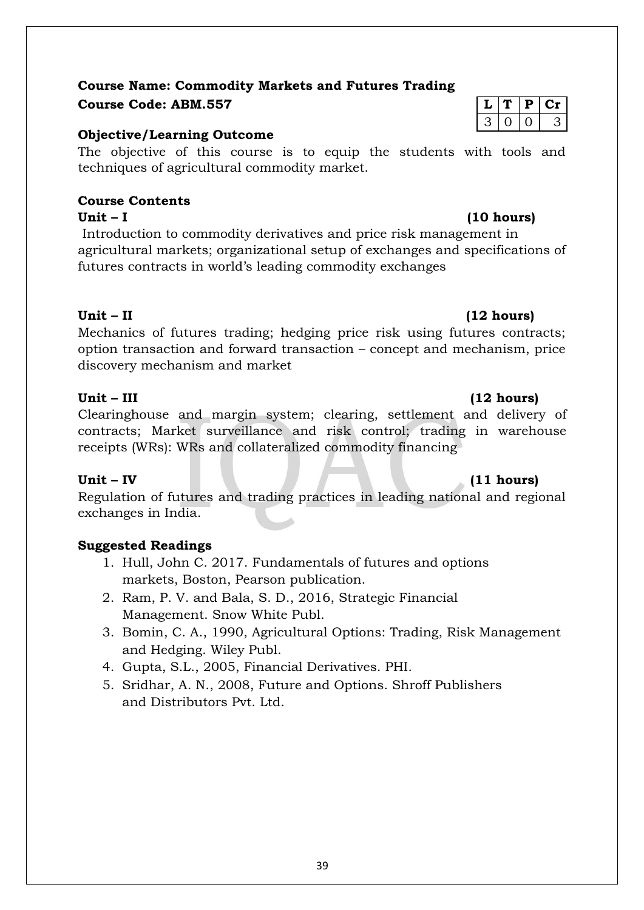**Course Name: Commodity Markets and Futures Trading**

**Course Code: ABM.557**

| L | T | P | Cr |
|---|---|---|---|
| 3 | 0 | 0 | 3 |

**Objective/Learning Outcome**

The objective of this course is to equip the students with tools and techniques of agricultural commodity market.

**Course Contents**

**Unit – I** **(10 hours)**

Introduction to commodity derivatives and price risk management in agricultural markets; organizational setup of exchanges and specifications of futures contracts in world's leading commodity exchanges

**Unit – II** **(12 hours)**

Mechanics of futures trading; hedging price risk using futures contracts; option transaction and forward transaction – concept and mechanism, price discovery mechanism and market

**Unit – III** **(12 hours)**

Clearinghouse and margin system; clearing, settlement and delivery of contracts; Market surveillance and risk control; trading in warehouse receipts (WRs): WRs and collateralized commodity financing

**Unit – IV** **(11 hours)**

Regulation of futures and trading practices in leading national and regional exchanges in India.

**Suggested Readings**

1. Hull, John C. 2017. Fundamentals of futures and options markets, Boston, Pearson publication.
2. Ram, P. V. and Bala, S. D., 2016, Strategic Financial Management. Snow White Publ.
3. Bomin, C. A., 1990, Agricultural Options: Trading, Risk Management and Hedging. Wiley Publ.
4. Gupta, S.L., 2005, Financial Derivatives. PHI.
5. Sridhar, A. N., 2008, Future and Options. Shroff Publishers and Distributors Pvt. Ltd.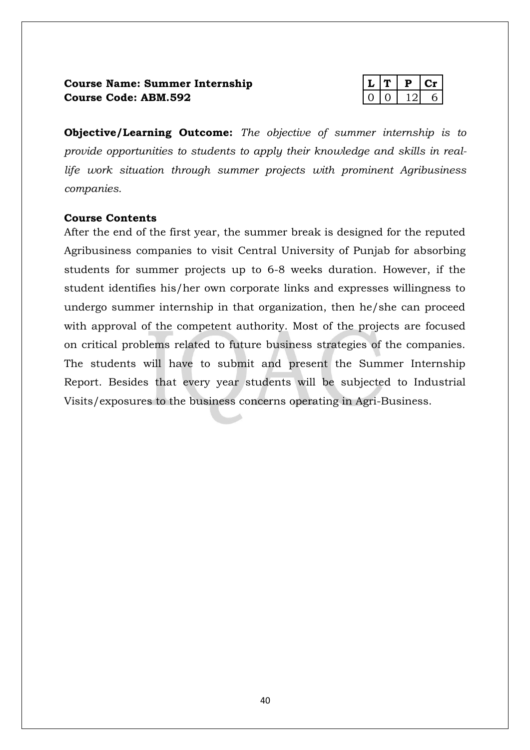**Course Name: Summer Internship**
**Course Code: ABM.592**

| L | T | P | Cr |
|---|---|---|---|
| 0 | 0 | 12 | 6 |

**Objective/Learning Outcome:** *The objective of summer internship is to provide opportunities to students to apply their knowledge and skills in real-life work situation through summer projects with prominent Agribusiness companies.*

**Course Contents**

After the end of the first year, the summer break is designed for the reputed Agribusiness companies to visit Central University of Punjab for absorbing students for summer projects up to 6-8 weeks duration. However, if the student identifies his/her own corporate links and expresses willingness to undergo summer internship in that organization, then he/she can proceed with approval of the competent authority. Most of the projects are focused on critical problems related to future business strategies of the companies. The students will have to submit and present the Summer Internship Report. Besides that every year students will be subjected to Industrial Visits/exposures to the business concerns operating in Agri-Business.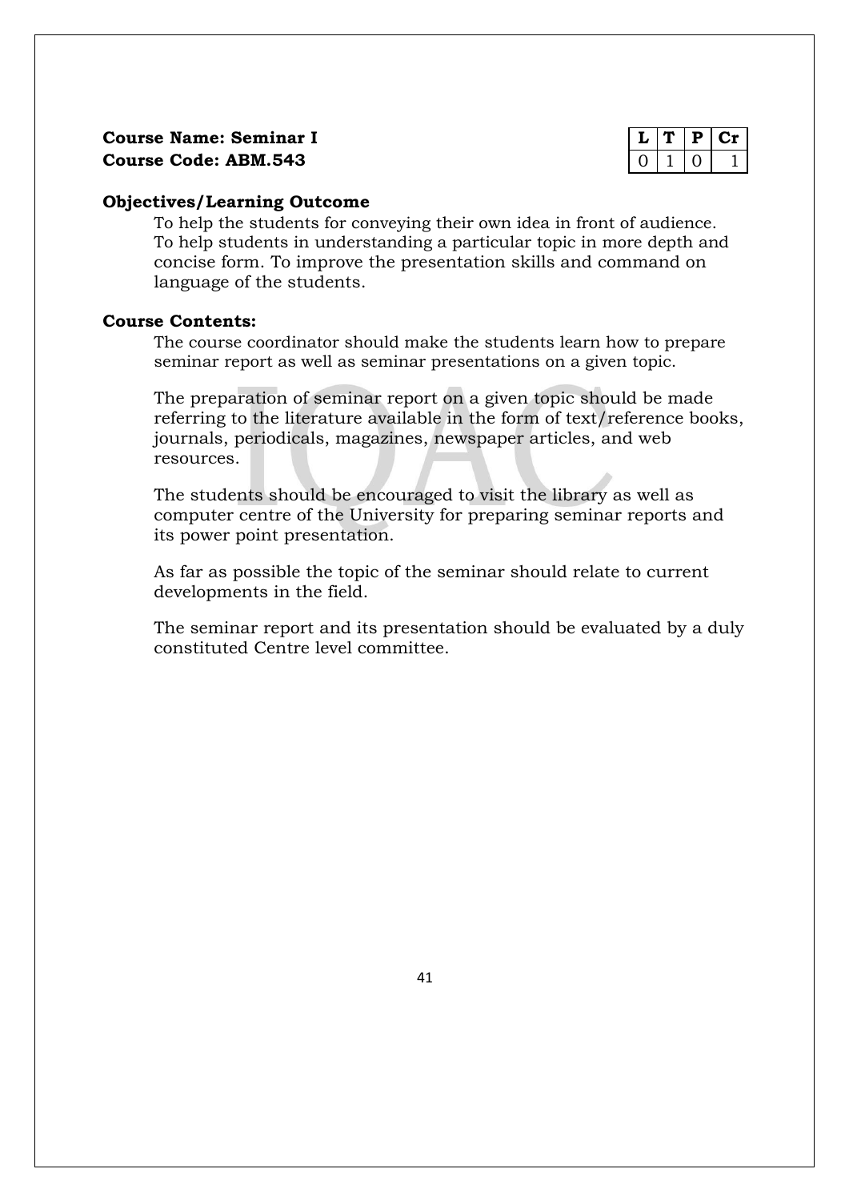**Course Name: Seminar I**
**Course Code: ABM.543**

| L | T | P | Cr |
|---|---|---|---|
| 0 | 1 | 0 | 1 |

**Objectives/Learning Outcome**

To help the students for conveying their own idea in front of audience. To help students in understanding a particular topic in more depth and concise form. To improve the presentation skills and command on language of the students.

**Course Contents:**

The course coordinator should make the students learn how to prepare seminar report as well as seminar presentations on a given topic.

The preparation of seminar report on a given topic should be made referring to the literature available in the form of text/reference books, journals, periodicals, magazines, newspaper articles, and web resources.

The students should be encouraged to visit the library as well as computer centre of the University for preparing seminar reports and its power point presentation.

As far as possible the topic of the seminar should relate to current developments in the field.

The seminar report and its presentation should be evaluated by a duly constituted Centre level committee.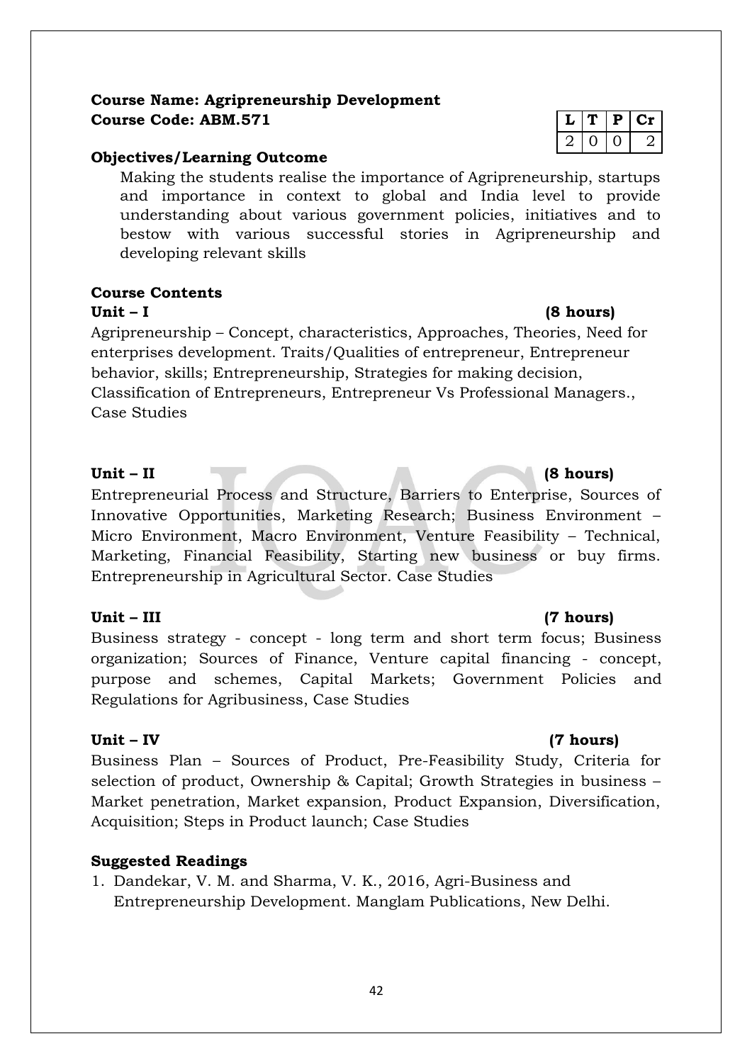**Course Name: Agripreneurship Development**
**Course Code: ABM.571**

| L | T | P | Cr |
|---|---|---|---|
| 2 | 0 | 0 | 2 |

**Objectives/Learning Outcome**

Making the students realise the importance of Agripreneurship, startups and importance in context to global and India level to provide understanding about various government policies, initiatives and to bestow with various successful stories in Agripreneurship and developing relevant skills

**Course Contents**

**Unit – I (8 hours)**

Agripreneurship – Concept, characteristics, Approaches, Theories, Need for enterprises development. Traits/Qualities of entrepreneur, Entrepreneur behavior, skills; Entrepreneurship, Strategies for making decision, Classification of Entrepreneurs, Entrepreneur Vs Professional Managers., Case Studies

**Unit – II (8 hours)**

Entrepreneurial Process and Structure, Barriers to Enterprise, Sources of Innovative Opportunities, Marketing Research; Business Environment – Micro Environment, Macro Environment, Venture Feasibility – Technical, Marketing, Financial Feasibility, Starting new business or buy firms. Entrepreneurship in Agricultural Sector. Case Studies

**Unit – III (7 hours)**

Business strategy - concept - long term and short term focus; Business organization; Sources of Finance, Venture capital financing - concept, purpose and schemes, Capital Markets; Government Policies and Regulations for Agribusiness, Case Studies

**Unit – IV (7 hours)**

Business Plan – Sources of Product, Pre-Feasibility Study, Criteria for selection of product, Ownership & Capital; Growth Strategies in business – Market penetration, Market expansion, Product Expansion, Diversification, Acquisition; Steps in Product launch; Case Studies

**Suggested Readings**

1. Dandekar, V. M. and Sharma, V. K., 2016, Agri-Business and Entrepreneurship Development. Manglam Publications, New Delhi.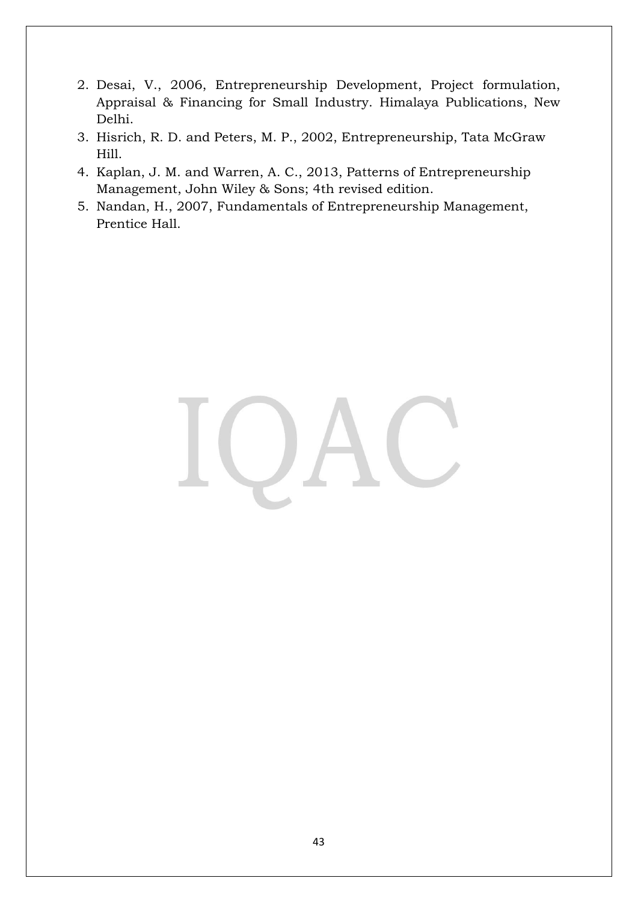2. Desai, V., 2006, Entrepreneurship Development, Project formulation, Appraisal & Financing for Small Industry. Himalaya Publications, New Delhi.
3. Hisrich, R. D. and Peters, M. P., 2002, Entrepreneurship, Tata McGraw Hill.
4. Kaplan, J. M. and Warren, A. C., 2013, Patterns of Entrepreneurship Management, John Wiley & Sons; 4th revised edition.
5. Nandan, H., 2007, Fundamentals of Entrepreneurship Management, Prentice Hall.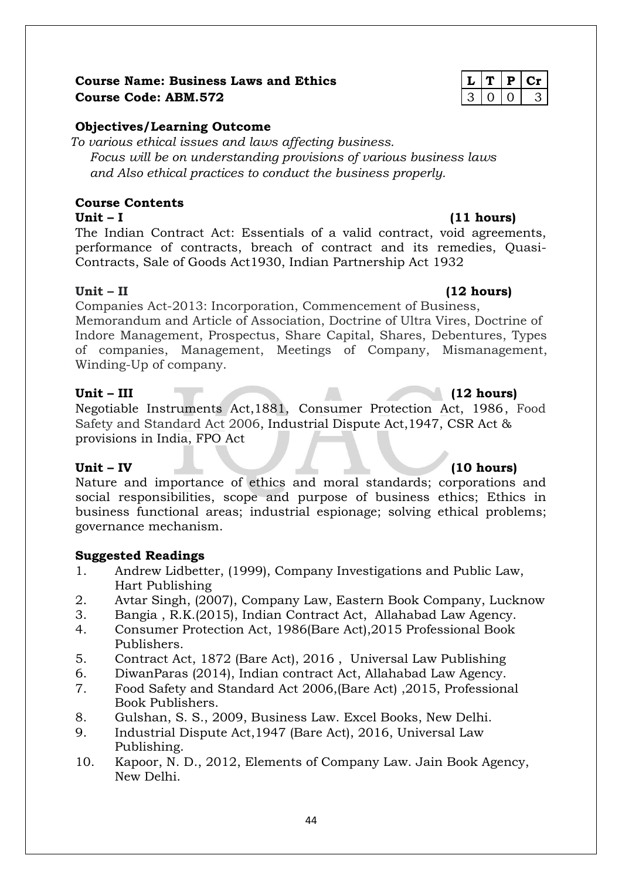**Course Name: Business Laws and Ethics**
**Course Code: ABM.572**

| L | T | P | Cr |
|---|---|---|---|
| 3 | 0 | 0 | 3 |

**Objectives/Learning Outcome**

*To various ethical issues and laws affecting business. Focus will be on understanding provisions of various business laws and Also ethical practices to conduct the business properly.*

**Course Contents**

**Unit – I (11 hours)**

The Indian Contract Act: Essentials of a valid contract, void agreements, performance of contracts, breach of contract and its remedies, Quasi-Contracts, Sale of Goods Act1930, Indian Partnership Act 1932

**Unit – II (12 hours)**

Companies Act-2013: Incorporation, Commencement of Business, Memorandum and Article of Association, Doctrine of Ultra Vires, Doctrine of Indore Management, Prospectus, Share Capital, Shares, Debentures, Types of companies, Management, Meetings of Company, Mismanagement, Winding-Up of company.

**Unit – III (12 hours)**

Negotiable Instruments Act,1881, Consumer Protection Act, 1986, Food Safety and Standard Act 2006, Industrial Dispute Act,1947, CSR Act & provisions in India, FPO Act

**Unit – IV (10 hours)**

Nature and importance of ethics and moral standards; corporations and social responsibilities, scope and purpose of business ethics; Ethics in business functional areas; industrial espionage; solving ethical problems; governance mechanism.

**Suggested Readings**

1. Andrew Lidbetter, (1999), Company Investigations and Public Law, Hart Publishing
2. Avtar Singh, (2007), Company Law, Eastern Book Company, Lucknow
3. Bangia , R.K.(2015), Indian Contract Act, Allahabad Law Agency.
4. Consumer Protection Act, 1986(Bare Act),2015 Professional Book Publishers.
5. Contract Act, 1872 (Bare Act), 2016 , Universal Law Publishing
6. DiwanParas (2014), Indian contract Act, Allahabad Law Agency.
7. Food Safety and Standard Act 2006,(Bare Act) ,2015, Professional Book Publishers.
8. Gulshan, S. S., 2009, Business Law. Excel Books, New Delhi.
9. Industrial Dispute Act,1947 (Bare Act), 2016, Universal Law Publishing.
10. Kapoor, N. D., 2012, Elements of Company Law. Jain Book Agency, New Delhi.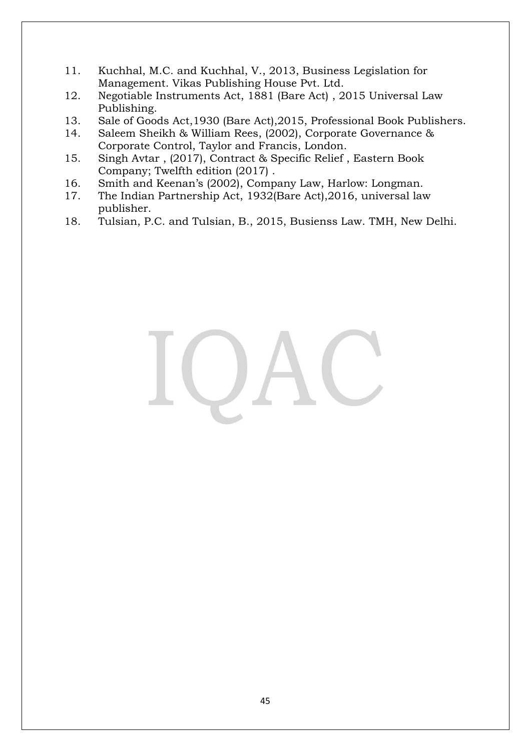11. Kuchhal, M.C. and Kuchhal, V., 2013, Business Legislation for Management. Vikas Publishing House Pvt. Ltd.
12. Negotiable Instruments Act, 1881 (Bare Act) , 2015 Universal Law Publishing.
13. Sale of Goods Act,1930 (Bare Act),2015, Professional Book Publishers.
14. Saleem Sheikh & William Rees, (2002), Corporate Governance & Corporate Control, Taylor and Francis, London.
15. Singh Avtar , (2017), Contract & Specific Relief , Eastern Book Company; Twelfth edition (2017) .
16. Smith and Keenan's (2002), Company Law, Harlow: Longman.
17. The Indian Partnership Act, 1932(Bare Act),2016, universal law publisher.
18. Tulsian, P.C. and Tulsian, B., 2015, Busienss Law. TMH, New Delhi.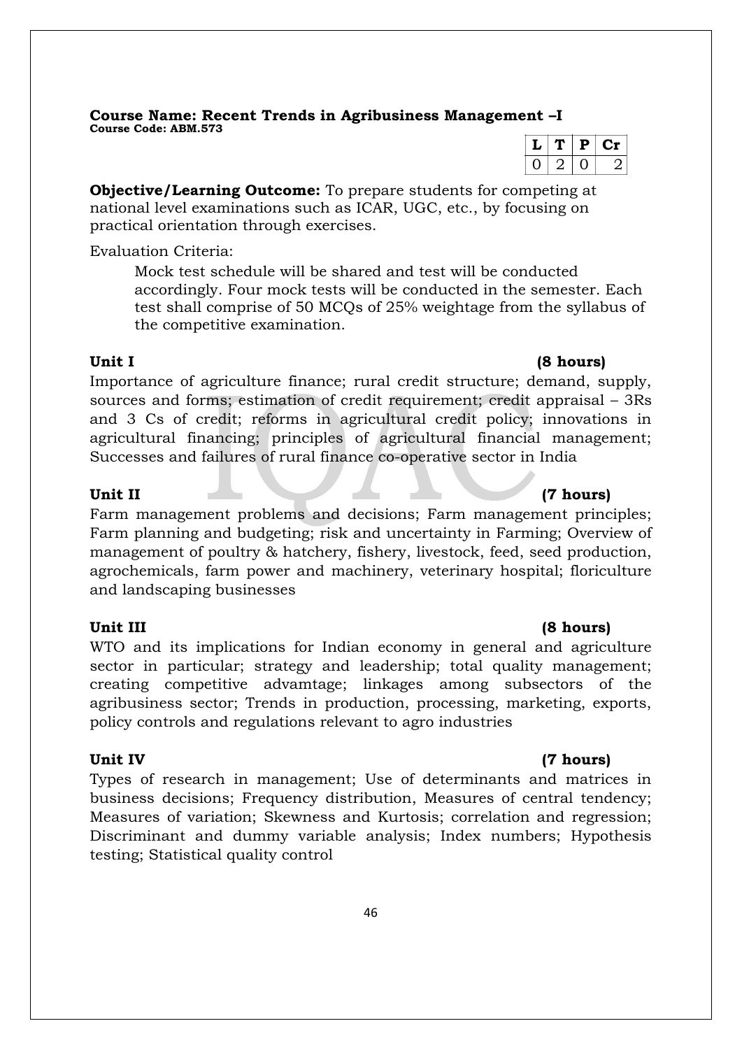**Course Name: Recent Trends in Agribusiness Management –I**
**Course Code: ABM.573**

| L | T | P | Cr |
|---|---|---|---|
| 0 | 2 | 0 | 2 |

**Objective/Learning Outcome:** To prepare students for competing at national level examinations such as ICAR, UGC, etc., by focusing on practical orientation through exercises.

Evaluation Criteria:

Mock test schedule will be shared and test will be conducted accordingly. Four mock tests will be conducted in the semester. Each test shall comprise of 50 MCQs of 25% weightage from the syllabus of the competitive examination.

**Unit I** **(8 hours)**

Importance of agriculture finance; rural credit structure; demand, supply, sources and forms; estimation of credit requirement; credit appraisal – 3Rs and 3 Cs of credit; reforms in agricultural credit policy; innovations in agricultural financing; principles of agricultural financial management; Successes and failures of rural finance co-operative sector in India

**Unit II** **(7 hours)**

Farm management problems and decisions; Farm management principles; Farm planning and budgeting; risk and uncertainty in Farming; Overview of management of poultry & hatchery, fishery, livestock, feed, seed production, agrochemicals, farm power and machinery, veterinary hospital; floriculture and landscaping businesses

**Unit III** **(8 hours)**

WTO and its implications for Indian economy in general and agriculture sector in particular; strategy and leadership; total quality management; creating competitive advamtage; linkages among subsectors of the agribusiness sector; Trends in production, processing, marketing, exports, policy controls and regulations relevant to agro industries

**Unit IV** **(7 hours)**

Types of research in management; Use of determinants and matrices in business decisions; Frequency distribution, Measures of central tendency; Measures of variation; Skewness and Kurtosis; correlation and regression; Discriminant and dummy variable analysis; Index numbers; Hypothesis testing; Statistical quality control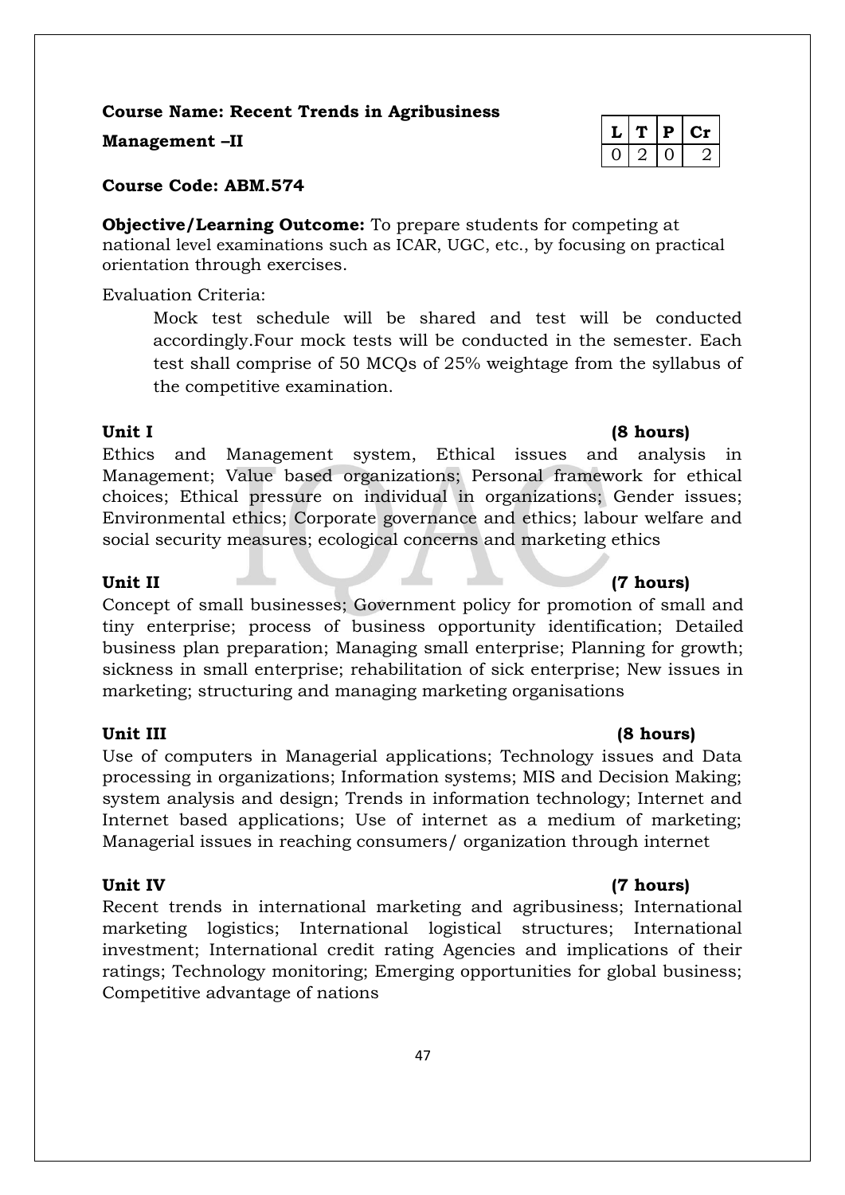**Course Name: Recent Trends in Agribusiness Management –II**

| L | T | P | Cr |
|---|---|---|---|
| 0 | 2 | 0 | 2 |

**Course Code: ABM.574**

**Objective/Learning Outcome:** To prepare students for competing at national level examinations such as ICAR, UGC, etc., by focusing on practical orientation through exercises.

Evaluation Criteria:

> Mock test schedule will be shared and test will be conducted accordingly.Four mock tests will be conducted in the semester. Each test shall comprise of 50 MCQs of 25% weightage from the syllabus of the competitive examination.

**Unit I (8 hours)**

Ethics and Management system, Ethical issues and analysis in Management; Value based organizations; Personal framework for ethical choices; Ethical pressure on individual in organizations; Gender issues; Environmental ethics; Corporate governance and ethics; labour welfare and social security measures; ecological concerns and marketing ethics

**Unit II (7 hours)**

Concept of small businesses; Government policy for promotion of small and tiny enterprise; process of business opportunity identification; Detailed business plan preparation; Managing small enterprise; Planning for growth; sickness in small enterprise; rehabilitation of sick enterprise; New issues in marketing; structuring and managing marketing organisations

**Unit III (8 hours)**

Use of computers in Managerial applications; Technology issues and Data processing in organizations; Information systems; MIS and Decision Making; system analysis and design; Trends in information technology; Internet and Internet based applications; Use of internet as a medium of marketing; Managerial issues in reaching consumers/ organization through internet

**Unit IV (7 hours)**

Recent trends in international marketing and agribusiness; International marketing logistics; International logistical structures; International investment; International credit rating Agencies and implications of their ratings; Technology monitoring; Emerging opportunities for global business; Competitive advantage of nations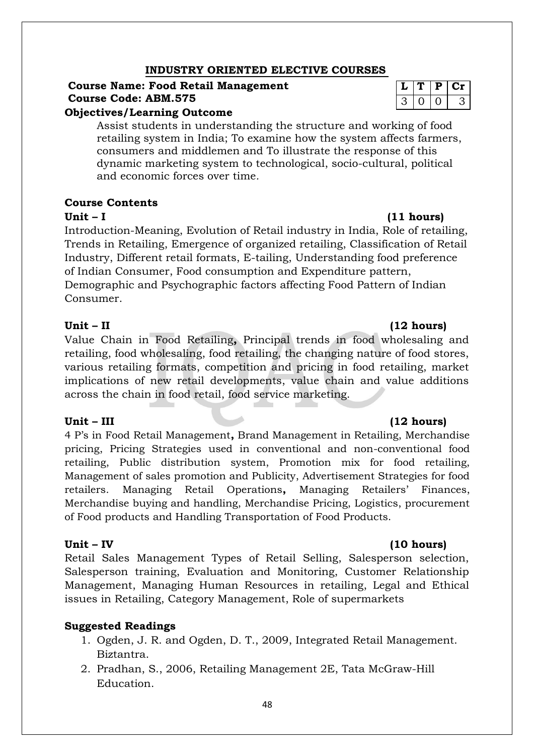## INDUSTRY ORIENTED ELECTIVE COURSES

**Course Name: Food Retail Management**
**Course Code: ABM.575**

| L | T | P | Cr |
|---|---|---|---|
| 3 | 0 | 0 | 3 |

**Objectives/Learning Outcome**

Assist students in understanding the structure and working of food retailing system in India; To examine how the system affects farmers, consumers and middlemen and To illustrate the response of this dynamic marketing system to technological, socio-cultural, political and economic forces over time.

**Course Contents**

**Unit – I (11 hours)**

Introduction-Meaning, Evolution of Retail industry in India, Role of retailing, Trends in Retailing, Emergence of organized retailing, Classification of Retail Industry, Different retail formats, E-tailing, Understanding food preference of Indian Consumer, Food consumption and Expenditure pattern, Demographic and Psychographic factors affecting Food Pattern of Indian Consumer.

**Unit – II (12 hours)**

Value Chain in Food Retailing**,** Principal trends in food wholesaling and retailing, food wholesaling, food retailing, the changing nature of food stores, various retailing formats, competition and pricing in food retailing, market implications of new retail developments, value chain and value additions across the chain in food retail, food service marketing.

**Unit – III (12 hours)**

4 P's in Food Retail Management**,** Brand Management in Retailing, Merchandise pricing, Pricing Strategies used in conventional and non-conventional food retailing, Public distribution system, Promotion mix for food retailing, Management of sales promotion and Publicity, Advertisement Strategies for food retailers. Managing Retail Operations**,** Managing Retailers' Finances, Merchandise buying and handling, Merchandise Pricing, Logistics, procurement of Food products and Handling Transportation of Food Products.

**Unit – IV (10 hours)**

Retail Sales Management Types of Retail Selling, Salesperson selection, Salesperson training, Evaluation and Monitoring, Customer Relationship Management, Managing Human Resources in retailing, Legal and Ethical issues in Retailing, Category Management, Role of supermarkets

**Suggested Readings**

1. Ogden, J. R. and Ogden, D. T., 2009, Integrated Retail Management. Biztantra.
2. Pradhan, S., 2006, Retailing Management 2E, Tata McGraw-Hill Education.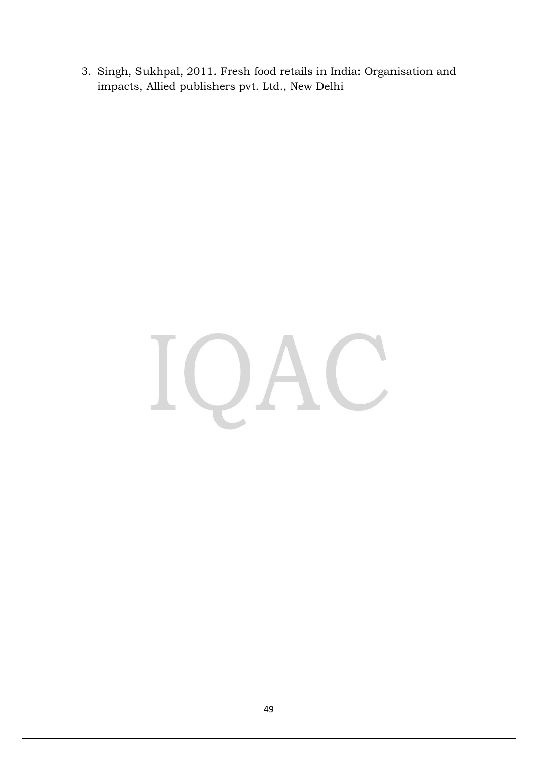3. Singh, Sukhpal, 2011. Fresh food retails in India: Organisation and impacts, Allied publishers pvt. Ltd., New Delhi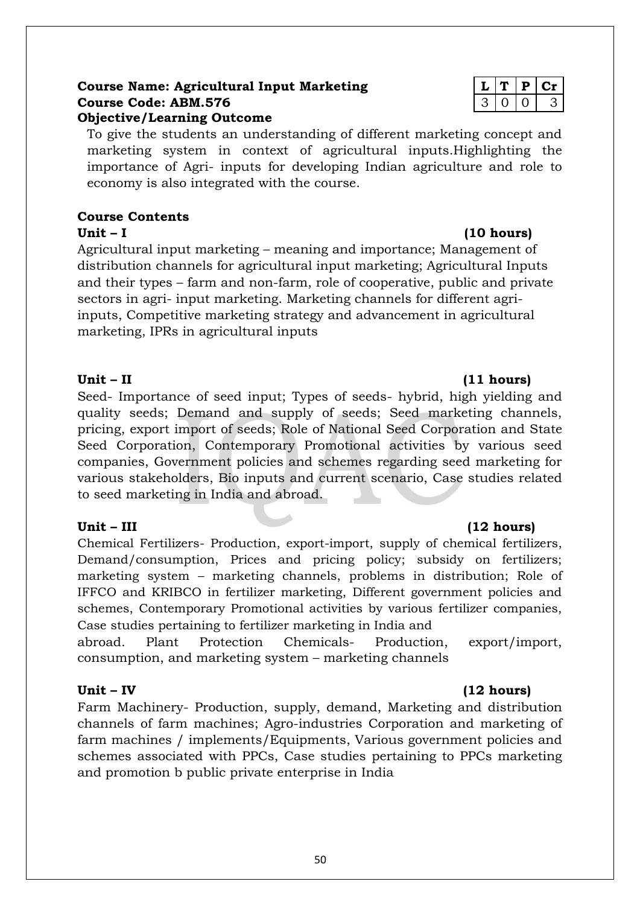**Course Name: Agricultural Input Marketing**
**Course Code: ABM.576**

| L | T | P | Cr |
|---|---|---|---|
| 3 | 0 | 0 | 3 |

**Objective/Learning Outcome**

To give the students an understanding of different marketing concept and marketing system in context of agricultural inputs.Highlighting the importance of Agri- inputs for developing Indian agriculture and role to economy is also integrated with the course.

**Course Contents**

**Unit – I** **(10 hours)**

Agricultural input marketing – meaning and importance; Management of distribution channels for agricultural input marketing; Agricultural Inputs and their types – farm and non-farm, role of cooperative, public and private sectors in agri- input marketing. Marketing channels for different agri-inputs, Competitive marketing strategy and advancement in agricultural marketing, IPRs in agricultural inputs

**Unit – II** **(11 hours)**

Seed- Importance of seed input; Types of seeds- hybrid, high yielding and quality seeds; Demand and supply of seeds; Seed marketing channels, pricing, export import of seeds; Role of National Seed Corporation and State Seed Corporation, Contemporary Promotional activities by various seed companies, Government policies and schemes regarding seed marketing for various stakeholders, Bio inputs and current scenario, Case studies related to seed marketing in India and abroad.

**Unit – III** **(12 hours)**

Chemical Fertilizers- Production, export-import, supply of chemical fertilizers, Demand/consumption, Prices and pricing policy; subsidy on fertilizers; marketing system – marketing channels, problems in distribution; Role of IFFCO and KRIBCO in fertilizer marketing, Different government policies and schemes, Contemporary Promotional activities by various fertilizer companies, Case studies pertaining to fertilizer marketing in India and abroad. Plant Protection Chemicals- Production, export/import, consumption, and marketing system – marketing channels

**Unit – IV** **(12 hours)**

Farm Machinery- Production, supply, demand, Marketing and distribution channels of farm machines; Agro-industries Corporation and marketing of farm machines / implements/Equipments, Various government policies and schemes associated with PPCs, Case studies pertaining to PPCs marketing and promotion b public private enterprise in India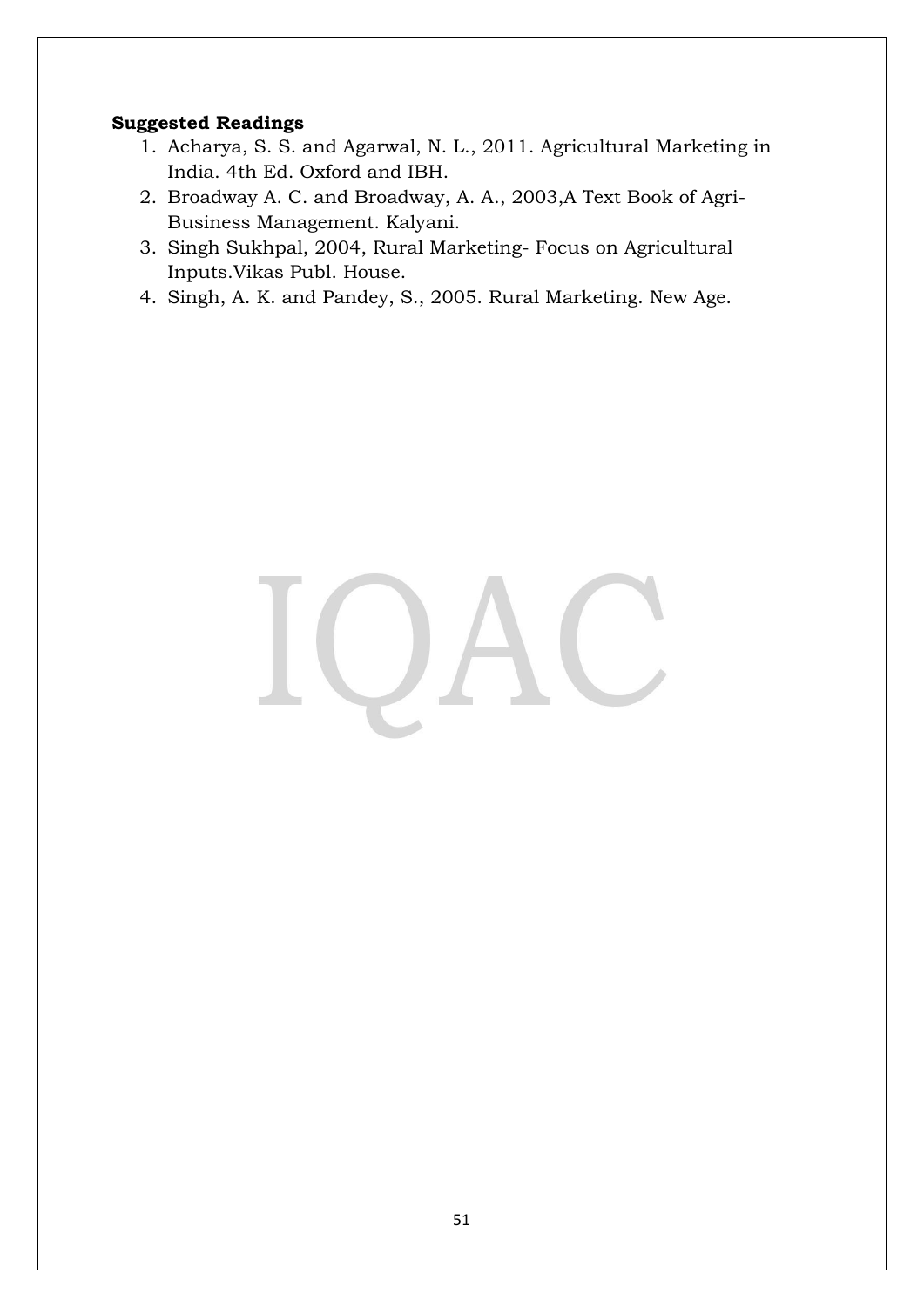**Suggested Readings**

1. Acharya, S. S. and Agarwal, N. L., 2011. Agricultural Marketing in India. 4th Ed. Oxford and IBH.
2. Broadway A. C. and Broadway, A. A., 2003,A Text Book of Agri-Business Management. Kalyani.
3. Singh Sukhpal, 2004, Rural Marketing- Focus on Agricultural Inputs.Vikas Publ. House.
4. Singh, A. K. and Pandey, S., 2005. Rural Marketing. New Age.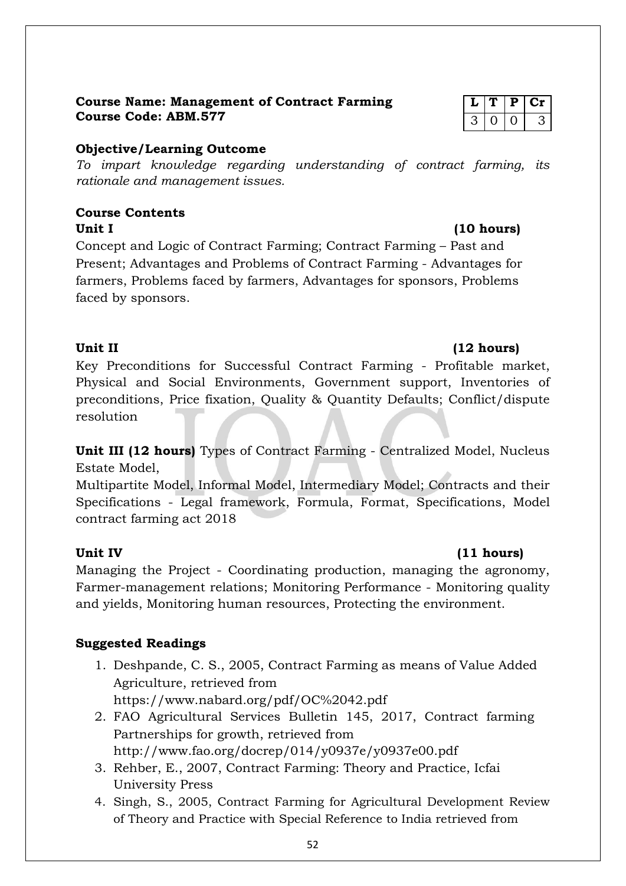**Course Name: Management of Contract Farming**
**Course Code: ABM.577**

| L | T | P | Cr |
|---|---|---|---|
| 3 | 0 | 0 | 3 |

**Objective/Learning Outcome**

*To impart knowledge regarding understanding of contract farming, its rationale and management issues.*

**Course Contents**

**Unit I (10 hours)**

Concept and Logic of Contract Farming; Contract Farming – Past and Present; Advantages and Problems of Contract Farming - Advantages for farmers, Problems faced by farmers, Advantages for sponsors, Problems faced by sponsors.

**Unit II (12 hours)**

Key Preconditions for Successful Contract Farming - Profitable market, Physical and Social Environments, Government support, Inventories of preconditions, Price fixation, Quality & Quantity Defaults; Conflict/dispute resolution

**Unit III (12 hours)** Types of Contract Farming - Centralized Model, Nucleus Estate Model,
Multipartite Model, Informal Model, Intermediary Model; Contracts and their Specifications - Legal framework, Formula, Format, Specifications, Model contract farming act 2018

**Unit IV (11 hours)**

Managing the Project - Coordinating production, managing the agronomy, Farmer-management relations; Monitoring Performance - Monitoring quality and yields, Monitoring human resources, Protecting the environment.

**Suggested Readings**

1. Deshpande, C. S., 2005, Contract Farming as means of Value Added Agriculture, retrieved from https://www.nabard.org/pdf/OC%2042.pdf
2. FAO Agricultural Services Bulletin 145, 2017, Contract farming Partnerships for growth, retrieved from http://www.fao.org/docrep/014/y0937e/y0937e00.pdf
3. Rehber, E., 2007, Contract Farming: Theory and Practice, Icfai University Press
4. Singh, S., 2005, Contract Farming for Agricultural Development Review of Theory and Practice with Special Reference to India retrieved from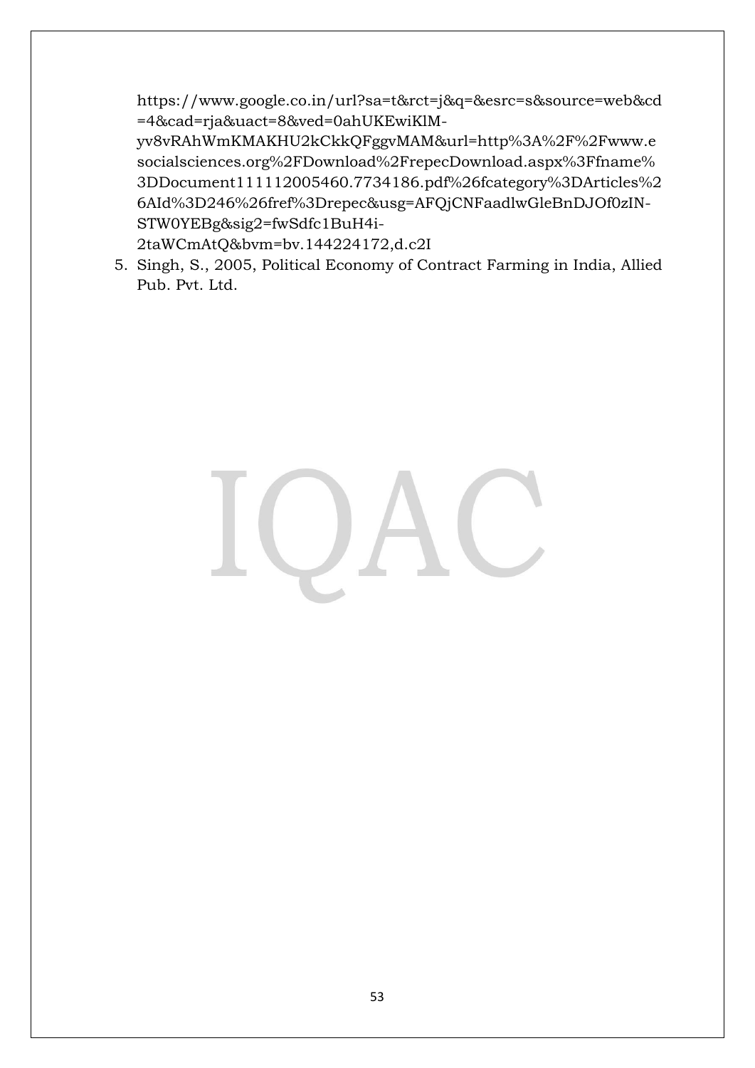https://www.google.co.in/url?sa=t&rct=j&q=&esrc=s&source=web&cd=4&cad=rja&uact=8&ved=0ahUKEwiKlM-yv8vRAhWmKMAKHU2kCkkQFggvMAM&url=http%3A%2F%2Fwww.esocialsciences.org%2FDownload%2FrepecDownload.aspx%3Ffname%3DDocument111112005460.7734186.pdf%26fcategory%3DArticles%26AId%3D246%26fref%3Drepec&usg=AFQjCNFaadlwGleBnDJOf0zIN-STW0YEBg&sig2=fwSdfc1BuH4i-2taWCmAtQ&bvm=bv.144224172,d.c2I

5. Singh, S., 2005, Political Economy of Contract Farming in India, Allied Pub. Pvt. Ltd.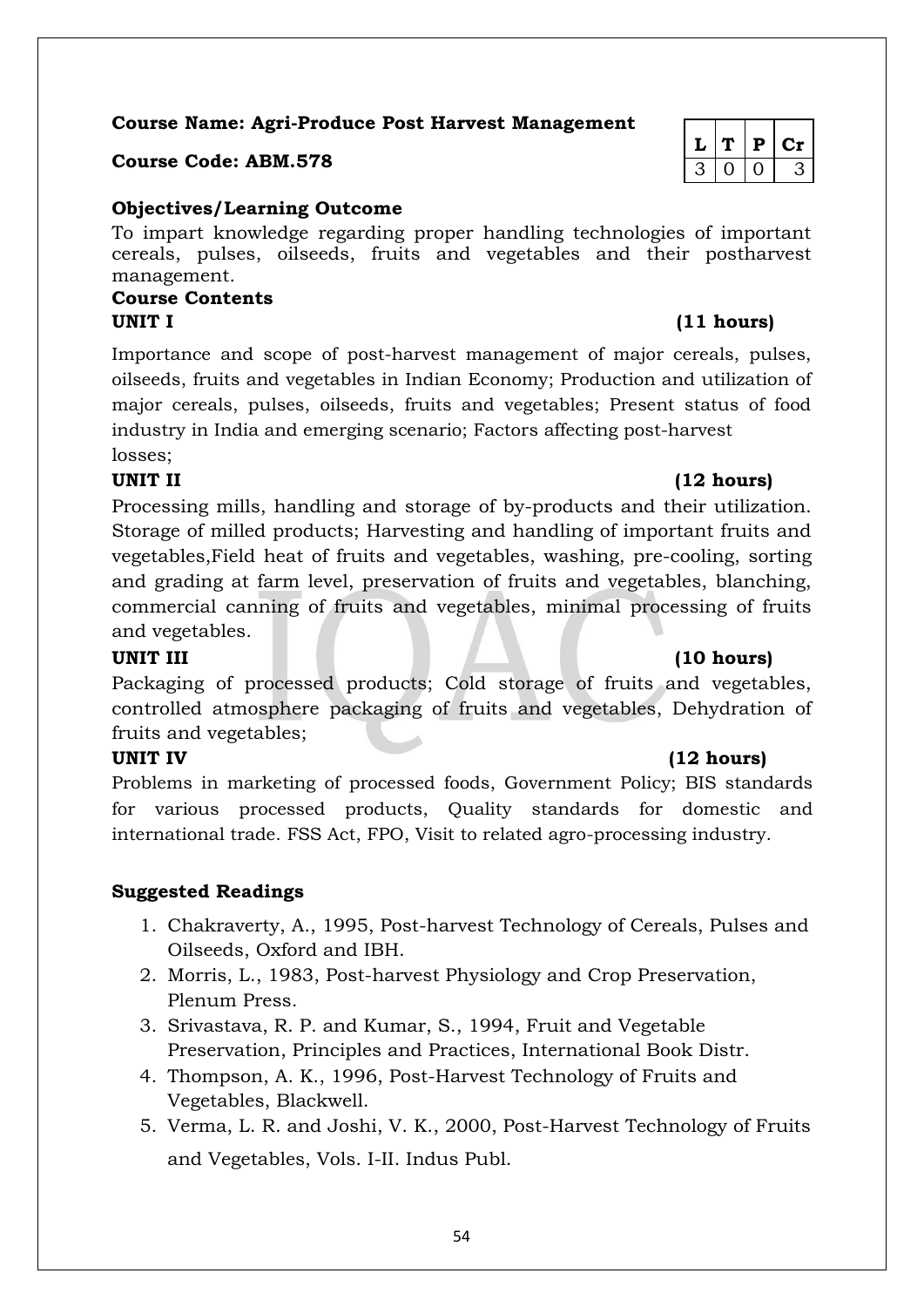**Course Name: Agri-Produce Post Harvest Management**

**Course Code: ABM.578**

| L | T | P | Cr |
|---|---|---|---|
| 3 | 0 | 0 | 3 |

**Objectives/Learning Outcome**

To impart knowledge regarding proper handling technologies of important cereals, pulses, oilseeds, fruits and vegetables and their postharvest management.

**Course Contents**

**UNIT I (11 hours)**

Importance and scope of post-harvest management of major cereals, pulses, oilseeds, fruits and vegetables in Indian Economy; Production and utilization of major cereals, pulses, oilseeds, fruits and vegetables; Present status of food industry in India and emerging scenario; Factors affecting post-harvest losses;

**UNIT II (12 hours)**

Processing mills, handling and storage of by-products and their utilization. Storage of milled products; Harvesting and handling of important fruits and vegetables,Field heat of fruits and vegetables, washing, pre-cooling, sorting and grading at farm level, preservation of fruits and vegetables, blanching, commercial canning of fruits and vegetables, minimal processing of fruits and vegetables.

**UNIT III (10 hours)**

Packaging of processed products; Cold storage of fruits and vegetables, controlled atmosphere packaging of fruits and vegetables, Dehydration of fruits and vegetables;

**UNIT IV (12 hours)**

Problems in marketing of processed foods, Government Policy; BIS standards for various processed products, Quality standards for domestic and international trade. FSS Act, FPO, Visit to related agro-processing industry.

**Suggested Readings**

1. Chakraverty, A., 1995, Post-harvest Technology of Cereals, Pulses and Oilseeds, Oxford and IBH.
2. Morris, L., 1983, Post-harvest Physiology and Crop Preservation, Plenum Press.
3. Srivastava, R. P. and Kumar, S., 1994, Fruit and Vegetable Preservation, Principles and Practices, International Book Distr.
4. Thompson, A. K., 1996, Post-Harvest Technology of Fruits and Vegetables, Blackwell.
5. Verma, L. R. and Joshi, V. K., 2000, Post-Harvest Technology of Fruits and Vegetables, Vols. I-II. Indus Publ.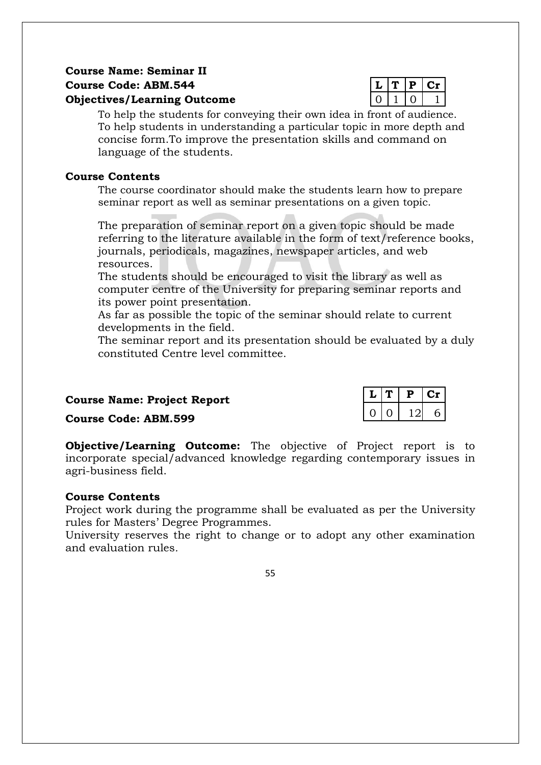**Course Name: Seminar II**
**Course Code: ABM.544**
**Objectives/Learning Outcome**

| L | T | P | Cr |
|---|---|---|---|
| 0 | 1 | 0 | 1 |

To help the students for conveying their own idea in front of audience. To help students in understanding a particular topic in more depth and concise form.To improve the presentation skills and command on language of the students.

**Course Contents**

The course coordinator should make the students learn how to prepare seminar report as well as seminar presentations on a given topic.

The preparation of seminar report on a given topic should be made referring to the literature available in the form of text/reference books, journals, periodicals, magazines, newspaper articles, and web resources.
The students should be encouraged to visit the library as well as computer centre of the University for preparing seminar reports and its power point presentation.
As far as possible the topic of the seminar should relate to current developments in the field.
The seminar report and its presentation should be evaluated by a duly constituted Centre level committee.

**Course Name: Project Report**

**Course Code: ABM.599**

| L | T | P | Cr |
|---|---|---|---|
| 0 | 0 | 12 | 6 |

**Objective/Learning Outcome:** The objective of Project report is to incorporate special/advanced knowledge regarding contemporary issues in agri-business field.

**Course Contents**

Project work during the programme shall be evaluated as per the University rules for Masters' Degree Programmes.
University reserves the right to change or to adopt any other examination and evaluation rules.